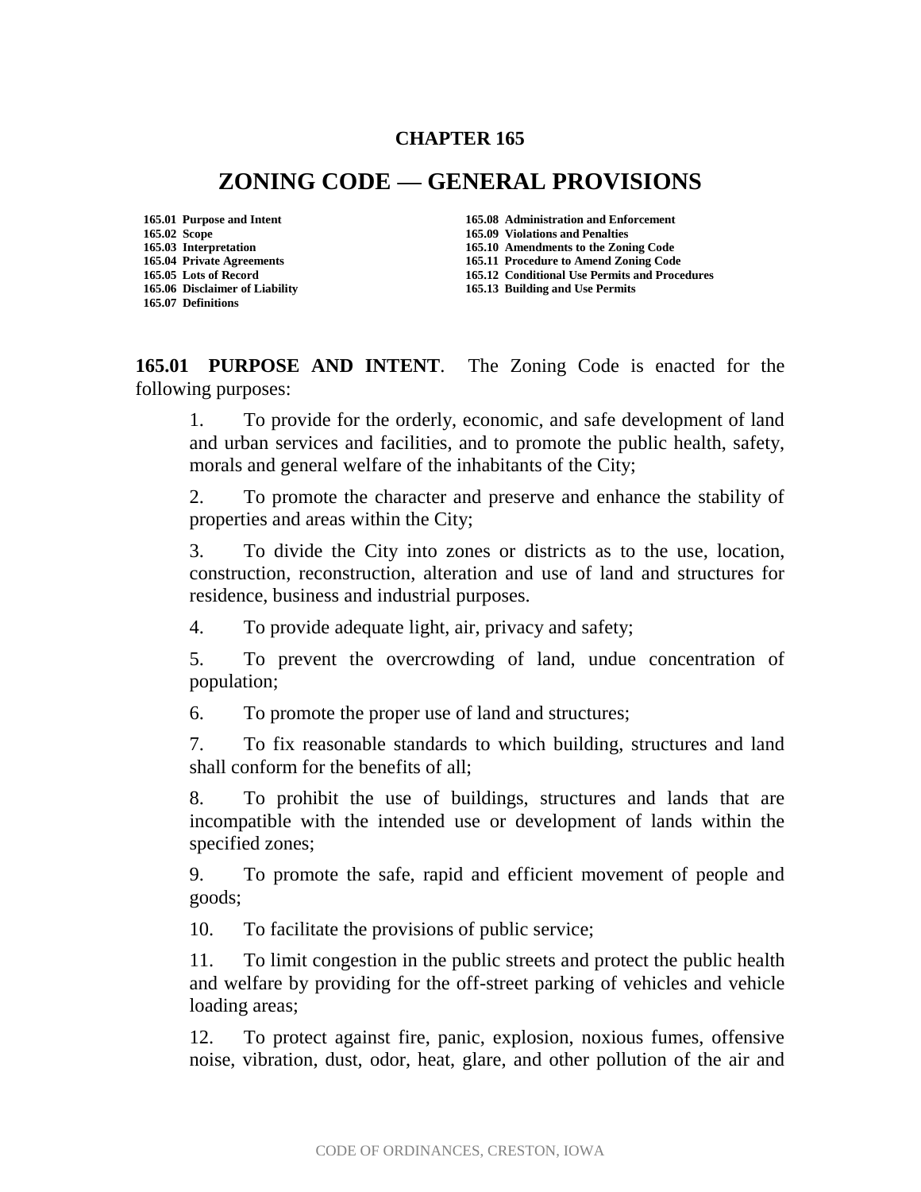# CHAPTER 165

# ZONING CODE — GENERAL PROVISIONS

**165.01 Purpose and Intent**
**165.02 Scope**
**165.03 Interpretation**
**165.04 Private Agreements**
**165.05 Lots of Record**
**165.06 Disclaimer of Liability**
**165.07 Definitions**
**165.08 Administration and Enforcement**
**165.09 Violations and Penalties**
**165.10 Amendments to the Zoning Code**
**165.11 Procedure to Amend Zoning Code**
**165.12 Conditional Use Permits and Procedures**
**165.13 Building and Use Permits**

**165.01 PURPOSE AND INTENT**. The Zoning Code is enacted for the following purposes:

1. To provide for the orderly, economic, and safe development of land and urban services and facilities, and to promote the public health, safety, morals and general welfare of the inhabitants of the City;

2. To promote the character and preserve and enhance the stability of properties and areas within the City;

3. To divide the City into zones or districts as to the use, location, construction, reconstruction, alteration and use of land and structures for residence, business and industrial purposes.

4. To provide adequate light, air, privacy and safety;

5. To prevent the overcrowding of land, undue concentration of population;

6. To promote the proper use of land and structures;

7. To fix reasonable standards to which building, structures and land shall conform for the benefits of all;

8. To prohibit the use of buildings, structures and lands that are incompatible with the intended use or development of lands within the specified zones;

9. To promote the safe, rapid and efficient movement of people and goods;

10. To facilitate the provisions of public service;

11. To limit congestion in the public streets and protect the public health and welfare by providing for the off-street parking of vehicles and vehicle loading areas;

12. To protect against fire, panic, explosion, noxious fumes, offensive noise, vibration, dust, odor, heat, glare, and other pollution of the air and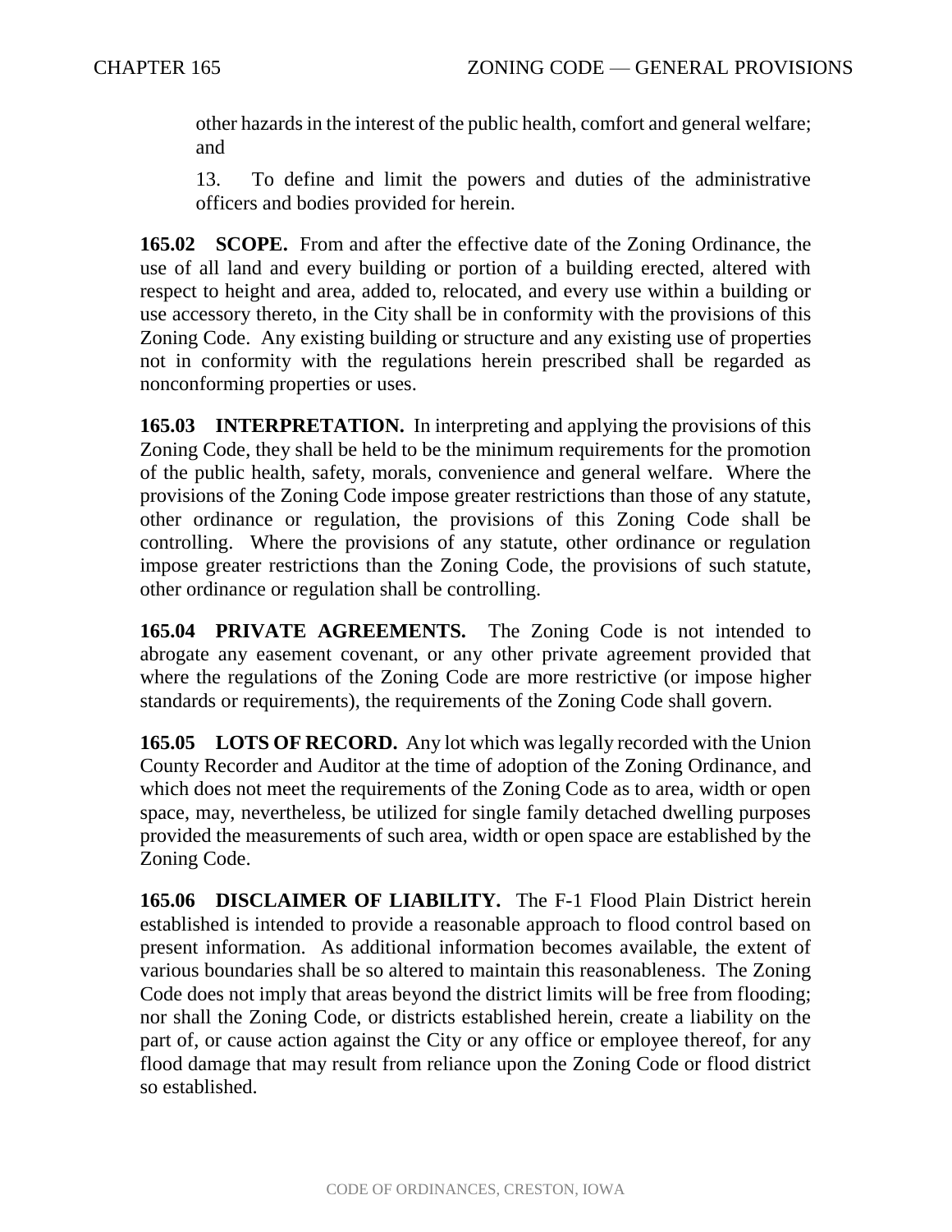other hazards in the interest of the public health, comfort and general welfare; and

13. To define and limit the powers and duties of the administrative officers and bodies provided for herein.

**165.02 SCOPE.** From and after the effective date of the Zoning Ordinance, the use of all land and every building or portion of a building erected, altered with respect to height and area, added to, relocated, and every use within a building or use accessory thereto, in the City shall be in conformity with the provisions of this Zoning Code. Any existing building or structure and any existing use of properties not in conformity with the regulations herein prescribed shall be regarded as nonconforming properties or uses.

**165.03 INTERPRETATION.** In interpreting and applying the provisions of this Zoning Code, they shall be held to be the minimum requirements for the promotion of the public health, safety, morals, convenience and general welfare. Where the provisions of the Zoning Code impose greater restrictions than those of any statute, other ordinance or regulation, the provisions of this Zoning Code shall be controlling. Where the provisions of any statute, other ordinance or regulation impose greater restrictions than the Zoning Code, the provisions of such statute, other ordinance or regulation shall be controlling.

**165.04 PRIVATE AGREEMENTS.** The Zoning Code is not intended to abrogate any easement covenant, or any other private agreement provided that where the regulations of the Zoning Code are more restrictive (or impose higher standards or requirements), the requirements of the Zoning Code shall govern.

**165.05 LOTS OF RECORD.** Any lot which was legally recorded with the Union County Recorder and Auditor at the time of adoption of the Zoning Ordinance, and which does not meet the requirements of the Zoning Code as to area, width or open space, may, nevertheless, be utilized for single family detached dwelling purposes provided the measurements of such area, width or open space are established by the Zoning Code.

**165.06 DISCLAIMER OF LIABILITY.** The F-1 Flood Plain District herein established is intended to provide a reasonable approach to flood control based on present information. As additional information becomes available, the extent of various boundaries shall be so altered to maintain this reasonableness. The Zoning Code does not imply that areas beyond the district limits will be free from flooding; nor shall the Zoning Code, or districts established herein, create a liability on the part of, or cause action against the City or any office or employee thereof, for any flood damage that may result from reliance upon the Zoning Code or flood district so established.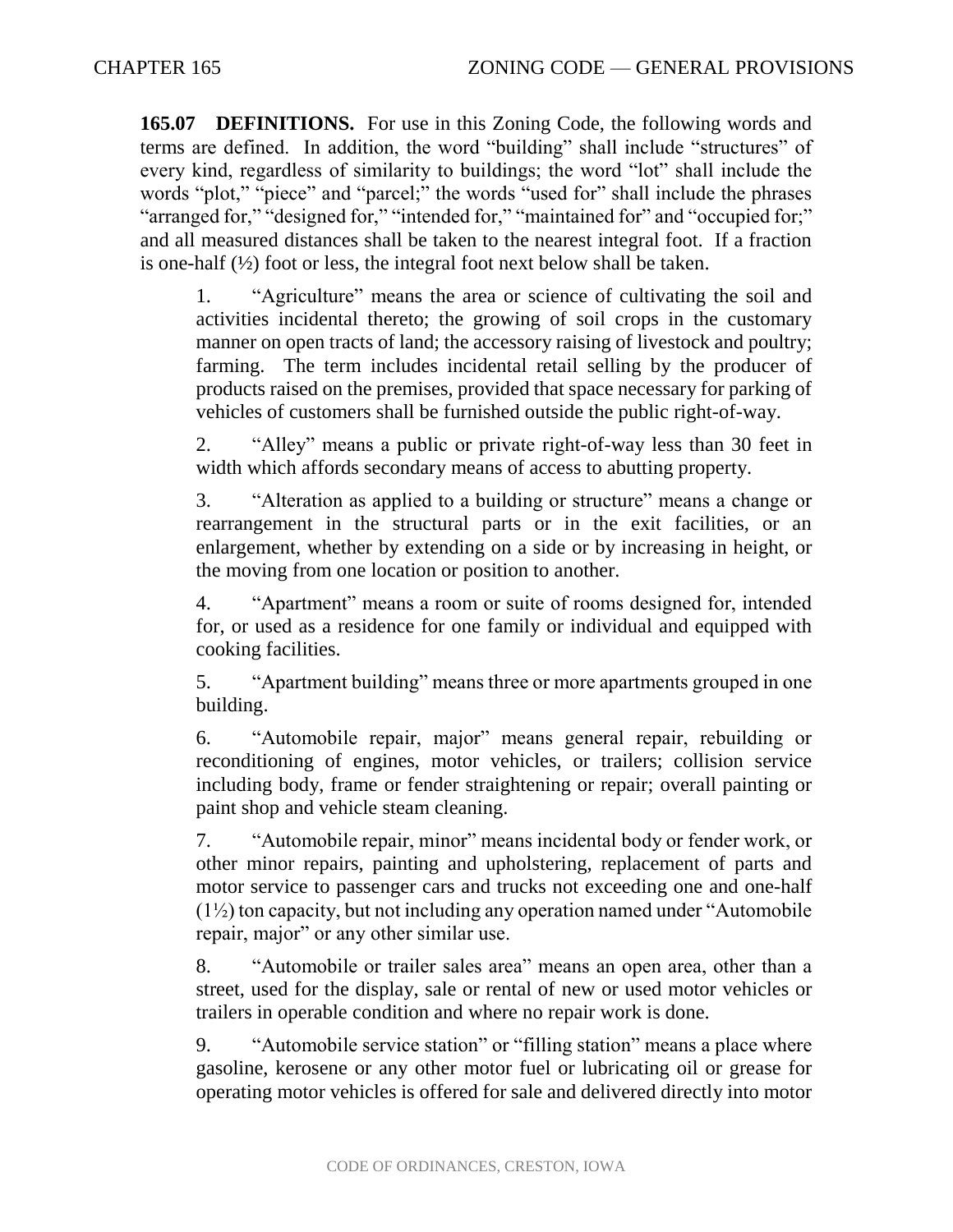**165.07 DEFINITIONS.** For use in this Zoning Code, the following words and terms are defined. In addition, the word "building" shall include "structures" of every kind, regardless of similarity to buildings; the word "lot" shall include the words "plot," "piece" and "parcel;" the words "used for" shall include the phrases "arranged for," "designed for," "intended for," "maintained for" and "occupied for;" and all measured distances shall be taken to the nearest integral foot. If a fraction is one-half (½) foot or less, the integral foot next below shall be taken.

1. "Agriculture" means the area or science of cultivating the soil and activities incidental thereto; the growing of soil crops in the customary manner on open tracts of land; the accessory raising of livestock and poultry; farming. The term includes incidental retail selling by the producer of products raised on the premises, provided that space necessary for parking of vehicles of customers shall be furnished outside the public right-of-way.

2. "Alley" means a public or private right-of-way less than 30 feet in width which affords secondary means of access to abutting property.

3. "Alteration as applied to a building or structure" means a change or rearrangement in the structural parts or in the exit facilities, or an enlargement, whether by extending on a side or by increasing in height, or the moving from one location or position to another.

4. "Apartment" means a room or suite of rooms designed for, intended for, or used as a residence for one family or individual and equipped with cooking facilities.

5. "Apartment building" means three or more apartments grouped in one building.

6. "Automobile repair, major" means general repair, rebuilding or reconditioning of engines, motor vehicles, or trailers; collision service including body, frame or fender straightening or repair; overall painting or paint shop and vehicle steam cleaning.

7. "Automobile repair, minor" means incidental body or fender work, or other minor repairs, painting and upholstering, replacement of parts and motor service to passenger cars and trucks not exceeding one and one-half (1½) ton capacity, but not including any operation named under "Automobile repair, major" or any other similar use.

8. "Automobile or trailer sales area" means an open area, other than a street, used for the display, sale or rental of new or used motor vehicles or trailers in operable condition and where no repair work is done.

9. "Automobile service station" or "filling station" means a place where gasoline, kerosene or any other motor fuel or lubricating oil or grease for operating motor vehicles is offered for sale and delivered directly into motor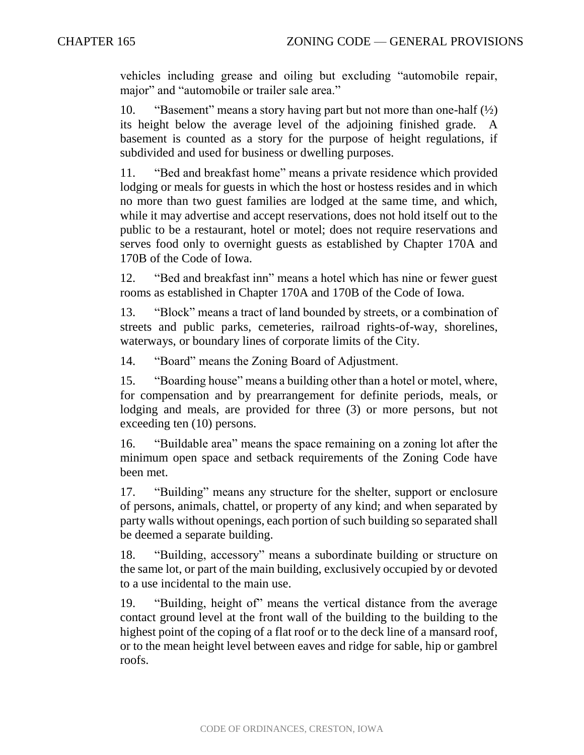vehicles including grease and oiling but excluding "automobile repair, major" and "automobile or trailer sale area."

10. "Basement" means a story having part but not more than one-half (½) its height below the average level of the adjoining finished grade. A basement is counted as a story for the purpose of height regulations, if subdivided and used for business or dwelling purposes.

11. "Bed and breakfast home" means a private residence which provided lodging or meals for guests in which the host or hostess resides and in which no more than two guest families are lodged at the same time, and which, while it may advertise and accept reservations, does not hold itself out to the public to be a restaurant, hotel or motel; does not require reservations and serves food only to overnight guests as established by Chapter 170A and 170B of the Code of Iowa.

12. "Bed and breakfast inn" means a hotel which has nine or fewer guest rooms as established in Chapter 170A and 170B of the Code of Iowa.

13. "Block" means a tract of land bounded by streets, or a combination of streets and public parks, cemeteries, railroad rights-of-way, shorelines, waterways, or boundary lines of corporate limits of the City.

14. "Board" means the Zoning Board of Adjustment.

15. "Boarding house" means a building other than a hotel or motel, where, for compensation and by prearrangement for definite periods, meals, or lodging and meals, are provided for three (3) or more persons, but not exceeding ten (10) persons.

16. "Buildable area" means the space remaining on a zoning lot after the minimum open space and setback requirements of the Zoning Code have been met.

17. "Building" means any structure for the shelter, support or enclosure of persons, animals, chattel, or property of any kind; and when separated by party walls without openings, each portion of such building so separated shall be deemed a separate building.

18. "Building, accessory" means a subordinate building or structure on the same lot, or part of the main building, exclusively occupied by or devoted to a use incidental to the main use.

19. "Building, height of" means the vertical distance from the average contact ground level at the front wall of the building to the building to the highest point of the coping of a flat roof or to the deck line of a mansard roof, or to the mean height level between eaves and ridge for sable, hip or gambrel roofs.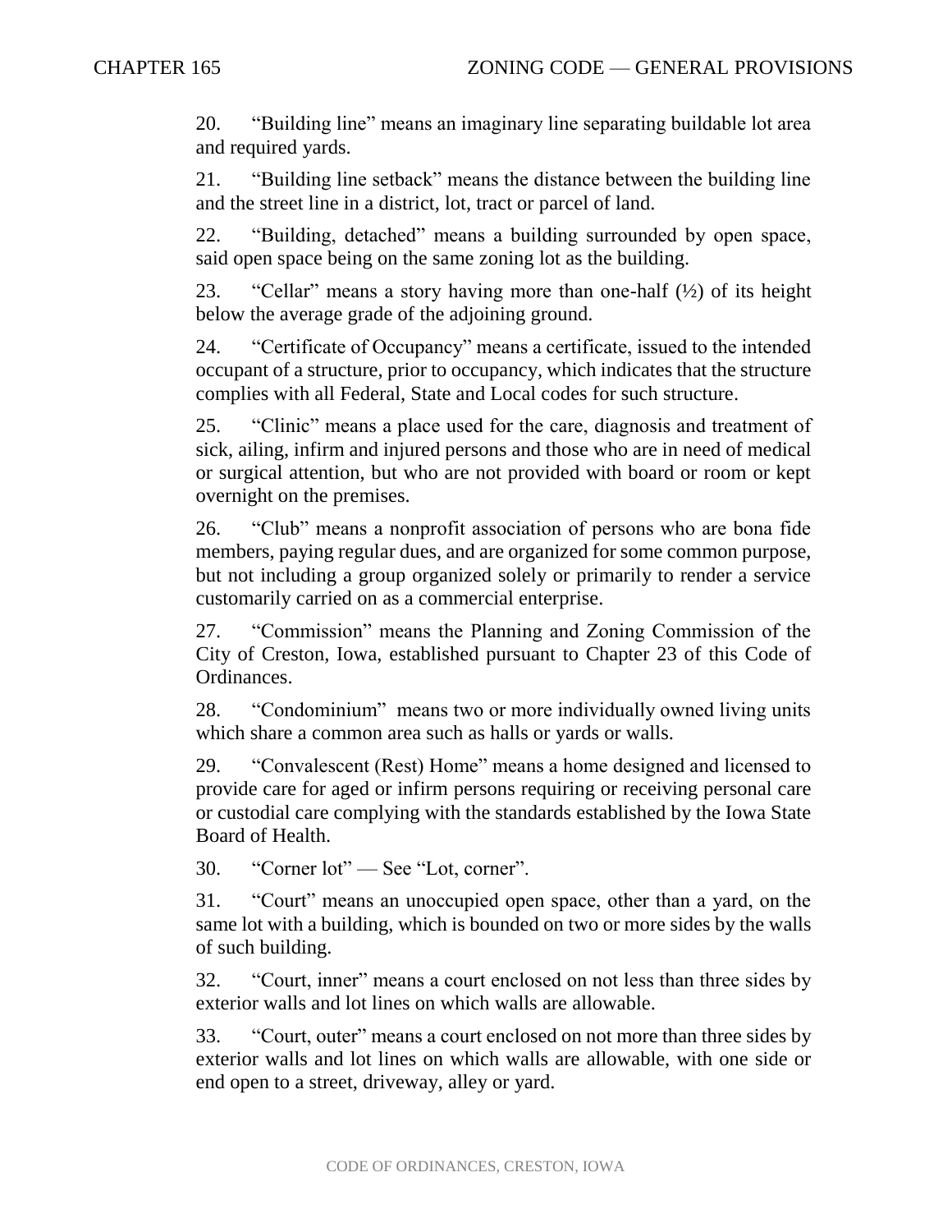20. "Building line" means an imaginary line separating buildable lot area and required yards.

21. "Building line setback" means the distance between the building line and the street line in a district, lot, tract or parcel of land.

22. "Building, detached" means a building surrounded by open space, said open space being on the same zoning lot as the building.

23. "Cellar" means a story having more than one-half (½) of its height below the average grade of the adjoining ground.

24. "Certificate of Occupancy" means a certificate, issued to the intended occupant of a structure, prior to occupancy, which indicates that the structure complies with all Federal, State and Local codes for such structure.

25. "Clinic" means a place used for the care, diagnosis and treatment of sick, ailing, infirm and injured persons and those who are in need of medical or surgical attention, but who are not provided with board or room or kept overnight on the premises.

26. "Club" means a nonprofit association of persons who are bona fide members, paying regular dues, and are organized for some common purpose, but not including a group organized solely or primarily to render a service customarily carried on as a commercial enterprise.

27. "Commission" means the Planning and Zoning Commission of the City of Creston, Iowa, established pursuant to Chapter 23 of this Code of Ordinances.

28. "Condominium" means two or more individually owned living units which share a common area such as halls or yards or walls.

29. "Convalescent (Rest) Home" means a home designed and licensed to provide care for aged or infirm persons requiring or receiving personal care or custodial care complying with the standards established by the Iowa State Board of Health.

30. "Corner lot" — See "Lot, corner".

31. "Court" means an unoccupied open space, other than a yard, on the same lot with a building, which is bounded on two or more sides by the walls of such building.

32. "Court, inner" means a court enclosed on not less than three sides by exterior walls and lot lines on which walls are allowable.

33. "Court, outer" means a court enclosed on not more than three sides by exterior walls and lot lines on which walls are allowable, with one side or end open to a street, driveway, alley or yard.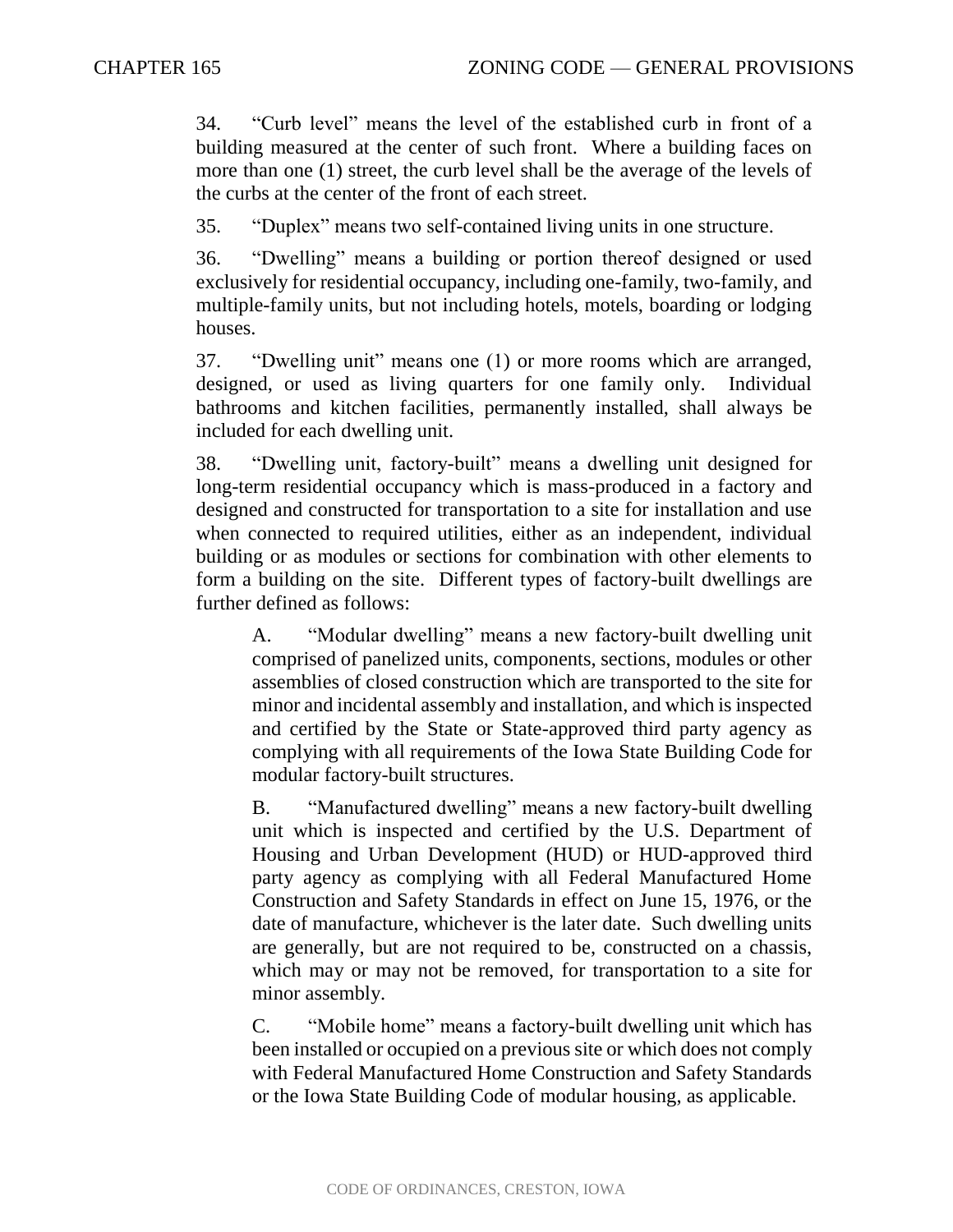34. "Curb level" means the level of the established curb in front of a building measured at the center of such front. Where a building faces on more than one (1) street, the curb level shall be the average of the levels of the curbs at the center of the front of each street.

35. "Duplex" means two self-contained living units in one structure.

36. "Dwelling" means a building or portion thereof designed or used exclusively for residential occupancy, including one-family, two-family, and multiple-family units, but not including hotels, motels, boarding or lodging houses.

37. "Dwelling unit" means one (1) or more rooms which are arranged, designed, or used as living quarters for one family only. Individual bathrooms and kitchen facilities, permanently installed, shall always be included for each dwelling unit.

38. "Dwelling unit, factory-built" means a dwelling unit designed for long-term residential occupancy which is mass-produced in a factory and designed and constructed for transportation to a site for installation and use when connected to required utilities, either as an independent, individual building or as modules or sections for combination with other elements to form a building on the site. Different types of factory-built dwellings are further defined as follows:

A. "Modular dwelling" means a new factory-built dwelling unit comprised of panelized units, components, sections, modules or other assemblies of closed construction which are transported to the site for minor and incidental assembly and installation, and which is inspected and certified by the State or State-approved third party agency as complying with all requirements of the Iowa State Building Code for modular factory-built structures.

B. "Manufactured dwelling" means a new factory-built dwelling unit which is inspected and certified by the U.S. Department of Housing and Urban Development (HUD) or HUD-approved third party agency as complying with all Federal Manufactured Home Construction and Safety Standards in effect on June 15, 1976, or the date of manufacture, whichever is the later date. Such dwelling units are generally, but are not required to be, constructed on a chassis, which may or may not be removed, for transportation to a site for minor assembly.

C. "Mobile home" means a factory-built dwelling unit which has been installed or occupied on a previous site or which does not comply with Federal Manufactured Home Construction and Safety Standards or the Iowa State Building Code of modular housing, as applicable.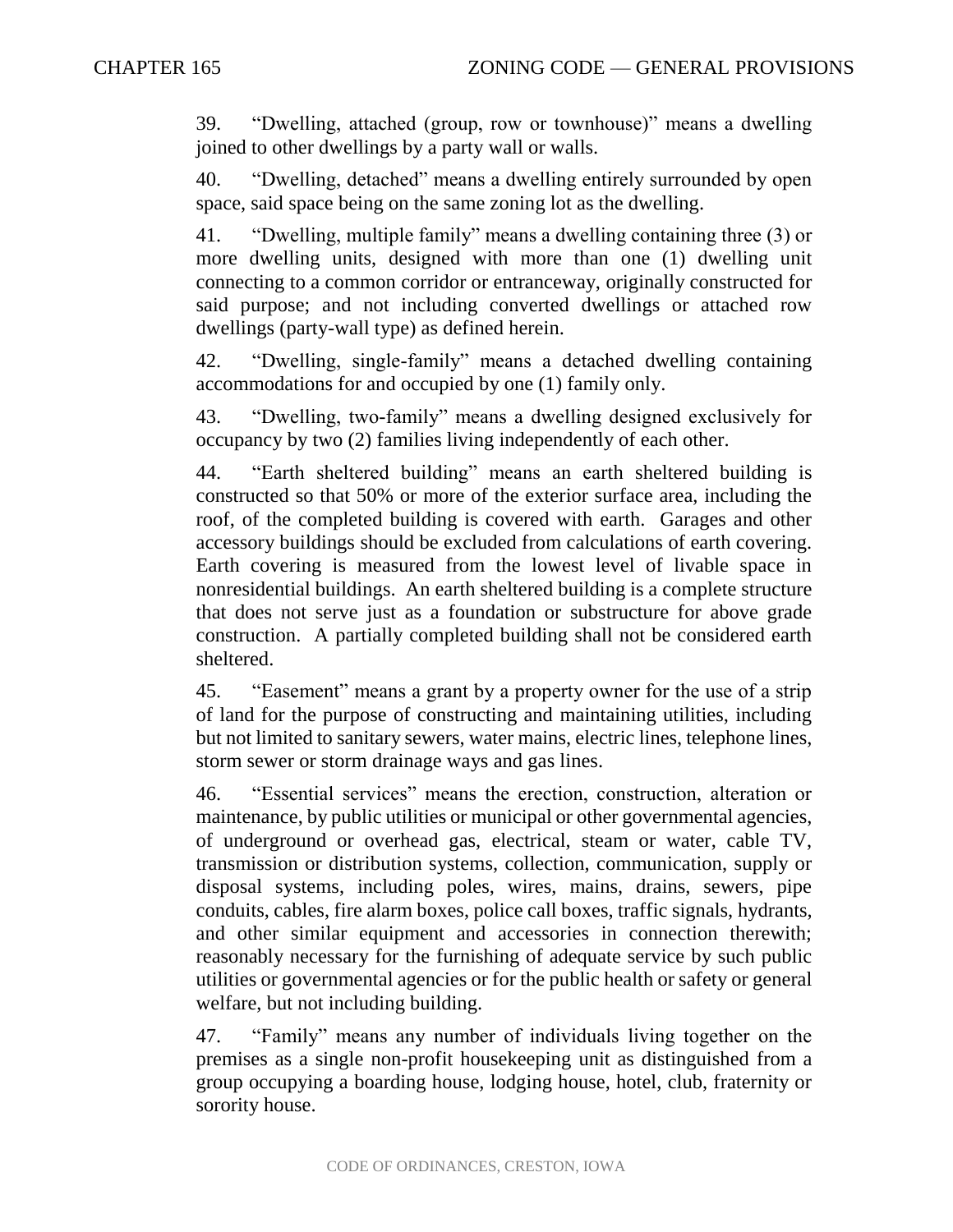39. "Dwelling, attached (group, row or townhouse)" means a dwelling joined to other dwellings by a party wall or walls.

40. "Dwelling, detached" means a dwelling entirely surrounded by open space, said space being on the same zoning lot as the dwelling.

41. "Dwelling, multiple family" means a dwelling containing three (3) or more dwelling units, designed with more than one (1) dwelling unit connecting to a common corridor or entranceway, originally constructed for said purpose; and not including converted dwellings or attached row dwellings (party-wall type) as defined herein.

42. "Dwelling, single-family" means a detached dwelling containing accommodations for and occupied by one (1) family only.

43. "Dwelling, two-family" means a dwelling designed exclusively for occupancy by two (2) families living independently of each other.

44. "Earth sheltered building" means an earth sheltered building is constructed so that 50% or more of the exterior surface area, including the roof, of the completed building is covered with earth. Garages and other accessory buildings should be excluded from calculations of earth covering. Earth covering is measured from the lowest level of livable space in nonresidential buildings. An earth sheltered building is a complete structure that does not serve just as a foundation or substructure for above grade construction. A partially completed building shall not be considered earth sheltered.

45. "Easement" means a grant by a property owner for the use of a strip of land for the purpose of constructing and maintaining utilities, including but not limited to sanitary sewers, water mains, electric lines, telephone lines, storm sewer or storm drainage ways and gas lines.

46. "Essential services" means the erection, construction, alteration or maintenance, by public utilities or municipal or other governmental agencies, of underground or overhead gas, electrical, steam or water, cable TV, transmission or distribution systems, collection, communication, supply or disposal systems, including poles, wires, mains, drains, sewers, pipe conduits, cables, fire alarm boxes, police call boxes, traffic signals, hydrants, and other similar equipment and accessories in connection therewith; reasonably necessary for the furnishing of adequate service by such public utilities or governmental agencies or for the public health or safety or general welfare, but not including building.

47. "Family" means any number of individuals living together on the premises as a single non-profit housekeeping unit as distinguished from a group occupying a boarding house, lodging house, hotel, club, fraternity or sorority house.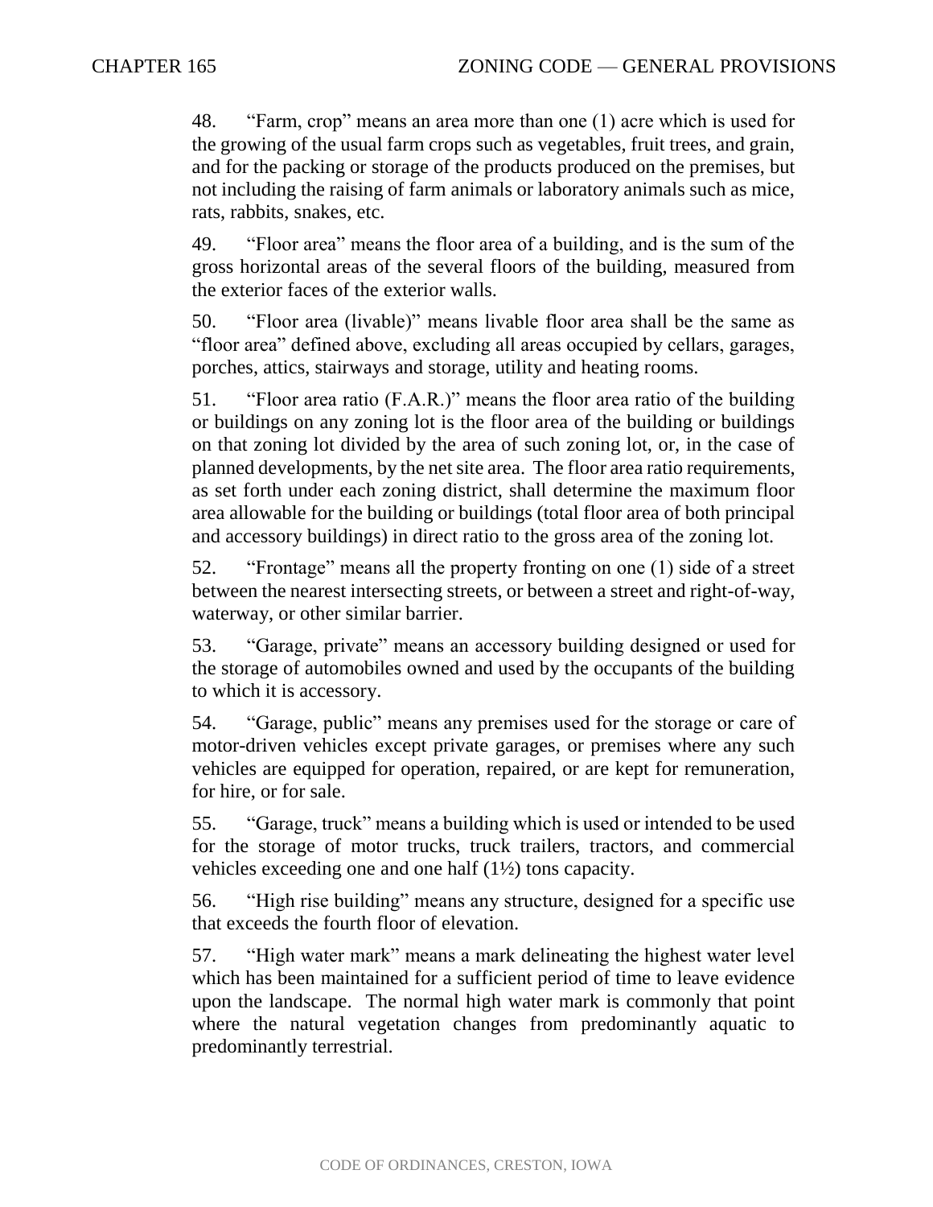48. “Farm, crop” means an area more than one (1) acre which is used for the growing of the usual farm crops such as vegetables, fruit trees, and grain, and for the packing or storage of the products produced on the premises, but not including the raising of farm animals or laboratory animals such as mice, rats, rabbits, snakes, etc.

49. “Floor area” means the floor area of a building, and is the sum of the gross horizontal areas of the several floors of the building, measured from the exterior faces of the exterior walls.

50. “Floor area (livable)” means livable floor area shall be the same as “floor area” defined above, excluding all areas occupied by cellars, garages, porches, attics, stairways and storage, utility and heating rooms.

51. “Floor area ratio (F.A.R.)” means the floor area ratio of the building or buildings on any zoning lot is the floor area of the building or buildings on that zoning lot divided by the area of such zoning lot, or, in the case of planned developments, by the net site area. The floor area ratio requirements, as set forth under each zoning district, shall determine the maximum floor area allowable for the building or buildings (total floor area of both principal and accessory buildings) in direct ratio to the gross area of the zoning lot.

52. “Frontage” means all the property fronting on one (1) side of a street between the nearest intersecting streets, or between a street and right-of-way, waterway, or other similar barrier.

53. “Garage, private” means an accessory building designed or used for the storage of automobiles owned and used by the occupants of the building to which it is accessory.

54. “Garage, public” means any premises used for the storage or care of motor-driven vehicles except private garages, or premises where any such vehicles are equipped for operation, repaired, or are kept for remuneration, for hire, or for sale.

55. “Garage, truck” means a building which is used or intended to be used for the storage of motor trucks, truck trailers, tractors, and commercial vehicles exceeding one and one half (1½) tons capacity.

56. “High rise building” means any structure, designed for a specific use that exceeds the fourth floor of elevation.

57. “High water mark” means a mark delineating the highest water level which has been maintained for a sufficient period of time to leave evidence upon the landscape. The normal high water mark is commonly that point where the natural vegetation changes from predominantly aquatic to predominantly terrestrial.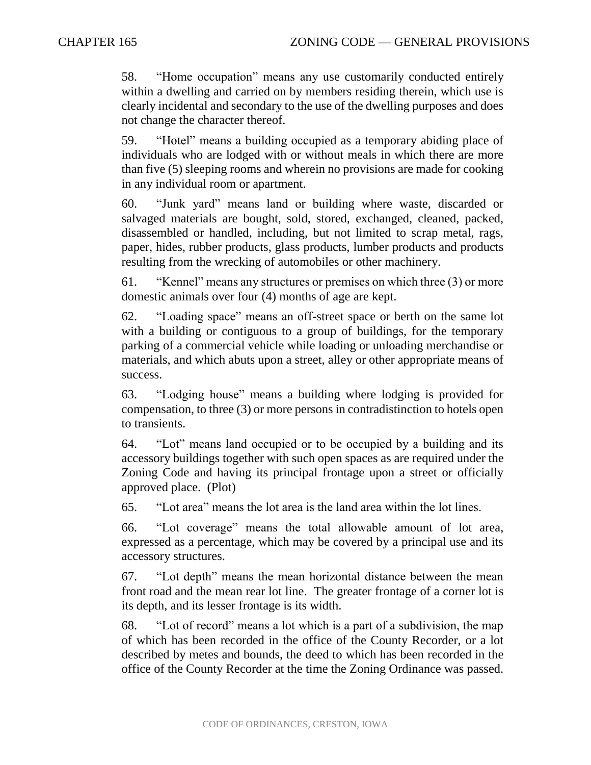58. "Home occupation" means any use customarily conducted entirely within a dwelling and carried on by members residing therein, which use is clearly incidental and secondary to the use of the dwelling purposes and does not change the character thereof.

59. "Hotel" means a building occupied as a temporary abiding place of individuals who are lodged with or without meals in which there are more than five (5) sleeping rooms and wherein no provisions are made for cooking in any individual room or apartment.

60. "Junk yard" means land or building where waste, discarded or salvaged materials are bought, sold, stored, exchanged, cleaned, packed, disassembled or handled, including, but not limited to scrap metal, rags, paper, hides, rubber products, glass products, lumber products and products resulting from the wrecking of automobiles or other machinery.

61. "Kennel" means any structures or premises on which three (3) or more domestic animals over four (4) months of age are kept.

62. "Loading space" means an off-street space or berth on the same lot with a building or contiguous to a group of buildings, for the temporary parking of a commercial vehicle while loading or unloading merchandise or materials, and which abuts upon a street, alley or other appropriate means of success.

63. "Lodging house" means a building where lodging is provided for compensation, to three (3) or more persons in contradistinction to hotels open to transients.

64. "Lot" means land occupied or to be occupied by a building and its accessory buildings together with such open spaces as are required under the Zoning Code and having its principal frontage upon a street or officially approved place. (Plot)

65. "Lot area" means the lot area is the land area within the lot lines.

66. "Lot coverage" means the total allowable amount of lot area, expressed as a percentage, which may be covered by a principal use and its accessory structures.

67. "Lot depth" means the mean horizontal distance between the mean front road and the mean rear lot line. The greater frontage of a corner lot is its depth, and its lesser frontage is its width.

68. "Lot of record" means a lot which is a part of a subdivision, the map of which has been recorded in the office of the County Recorder, or a lot described by metes and bounds, the deed to which has been recorded in the office of the County Recorder at the time the Zoning Ordinance was passed.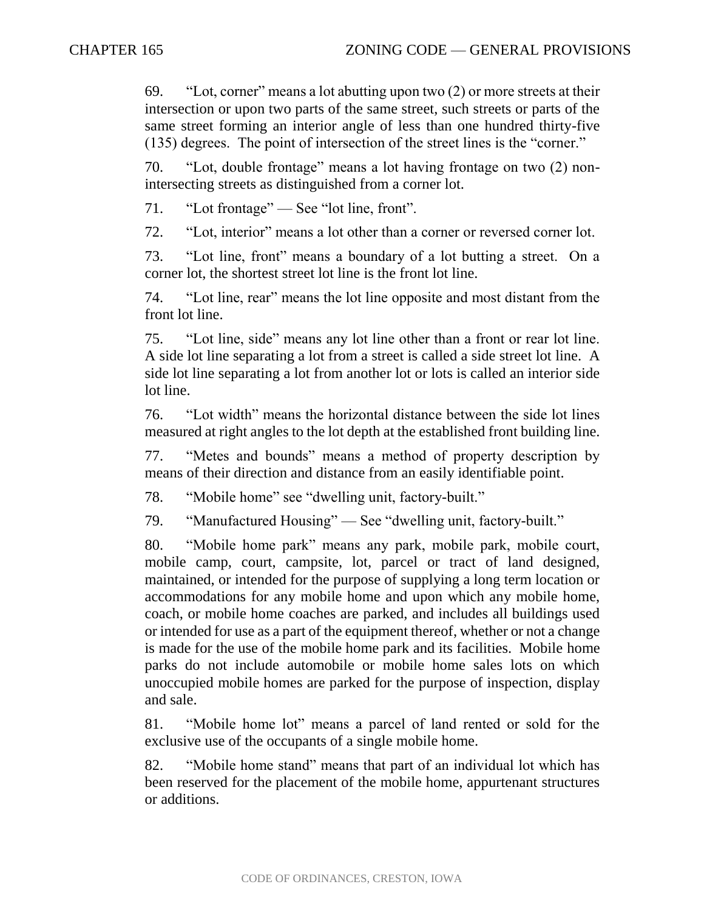69. "Lot, corner" means a lot abutting upon two (2) or more streets at their intersection or upon two parts of the same street, such streets or parts of the same street forming an interior angle of less than one hundred thirty-five (135) degrees. The point of intersection of the street lines is the "corner."

70. "Lot, double frontage" means a lot having frontage on two (2) non-intersecting streets as distinguished from a corner lot.

71. "Lot frontage" — See "lot line, front".

72. "Lot, interior" means a lot other than a corner or reversed corner lot.

73. "Lot line, front" means a boundary of a lot butting a street. On a corner lot, the shortest street lot line is the front lot line.

74. "Lot line, rear" means the lot line opposite and most distant from the front lot line.

75. "Lot line, side" means any lot line other than a front or rear lot line. A side lot line separating a lot from a street is called a side street lot line. A side lot line separating a lot from another lot or lots is called an interior side lot line.

76. "Lot width" means the horizontal distance between the side lot lines measured at right angles to the lot depth at the established front building line.

77. "Metes and bounds" means a method of property description by means of their direction and distance from an easily identifiable point.

78. "Mobile home" see "dwelling unit, factory-built."

79. "Manufactured Housing" — See "dwelling unit, factory-built."

80. "Mobile home park" means any park, mobile park, mobile court, mobile camp, court, campsite, lot, parcel or tract of land designed, maintained, or intended for the purpose of supplying a long term location or accommodations for any mobile home and upon which any mobile home, coach, or mobile home coaches are parked, and includes all buildings used or intended for use as a part of the equipment thereof, whether or not a change is made for the use of the mobile home park and its facilities. Mobile home parks do not include automobile or mobile home sales lots on which unoccupied mobile homes are parked for the purpose of inspection, display and sale.

81. "Mobile home lot" means a parcel of land rented or sold for the exclusive use of the occupants of a single mobile home.

82. "Mobile home stand" means that part of an individual lot which has been reserved for the placement of the mobile home, appurtenant structures or additions.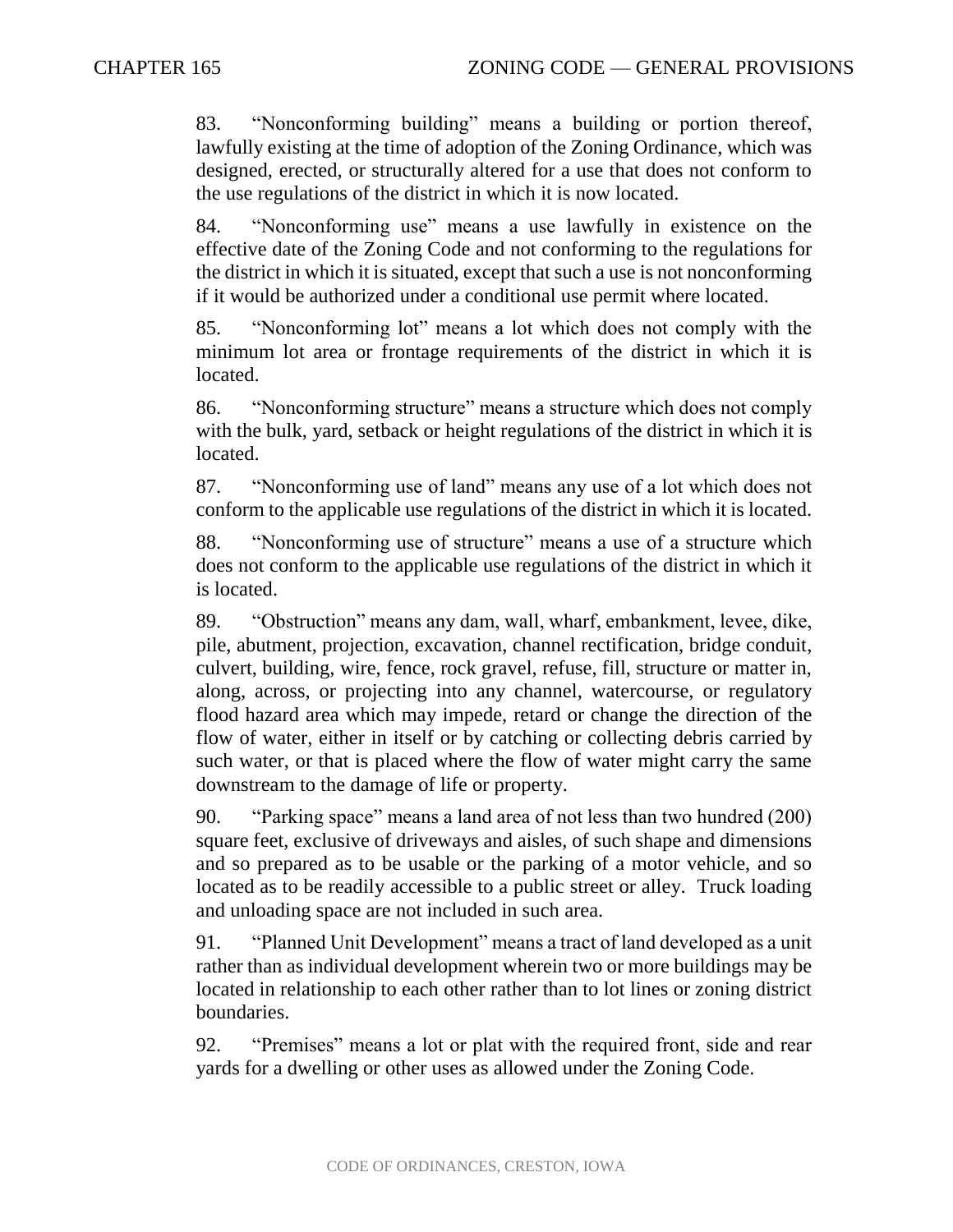83. "Nonconforming building" means a building or portion thereof, lawfully existing at the time of adoption of the Zoning Ordinance, which was designed, erected, or structurally altered for a use that does not conform to the use regulations of the district in which it is now located.

84. "Nonconforming use" means a use lawfully in existence on the effective date of the Zoning Code and not conforming to the regulations for the district in which it is situated, except that such a use is not nonconforming if it would be authorized under a conditional use permit where located.

85. "Nonconforming lot" means a lot which does not comply with the minimum lot area or frontage requirements of the district in which it is located.

86. "Nonconforming structure" means a structure which does not comply with the bulk, yard, setback or height regulations of the district in which it is located.

87. "Nonconforming use of land" means any use of a lot which does not conform to the applicable use regulations of the district in which it is located.

88. "Nonconforming use of structure" means a use of a structure which does not conform to the applicable use regulations of the district in which it is located.

89. "Obstruction" means any dam, wall, wharf, embankment, levee, dike, pile, abutment, projection, excavation, channel rectification, bridge conduit, culvert, building, wire, fence, rock gravel, refuse, fill, structure or matter in, along, across, or projecting into any channel, watercourse, or regulatory flood hazard area which may impede, retard or change the direction of the flow of water, either in itself or by catching or collecting debris carried by such water, or that is placed where the flow of water might carry the same downstream to the damage of life or property.

90. "Parking space" means a land area of not less than two hundred (200) square feet, exclusive of driveways and aisles, of such shape and dimensions and so prepared as to be usable or the parking of a motor vehicle, and so located as to be readily accessible to a public street or alley. Truck loading and unloading space are not included in such area.

91. "Planned Unit Development" means a tract of land developed as a unit rather than as individual development wherein two or more buildings may be located in relationship to each other rather than to lot lines or zoning district boundaries.

92. "Premises" means a lot or plat with the required front, side and rear yards for a dwelling or other uses as allowed under the Zoning Code.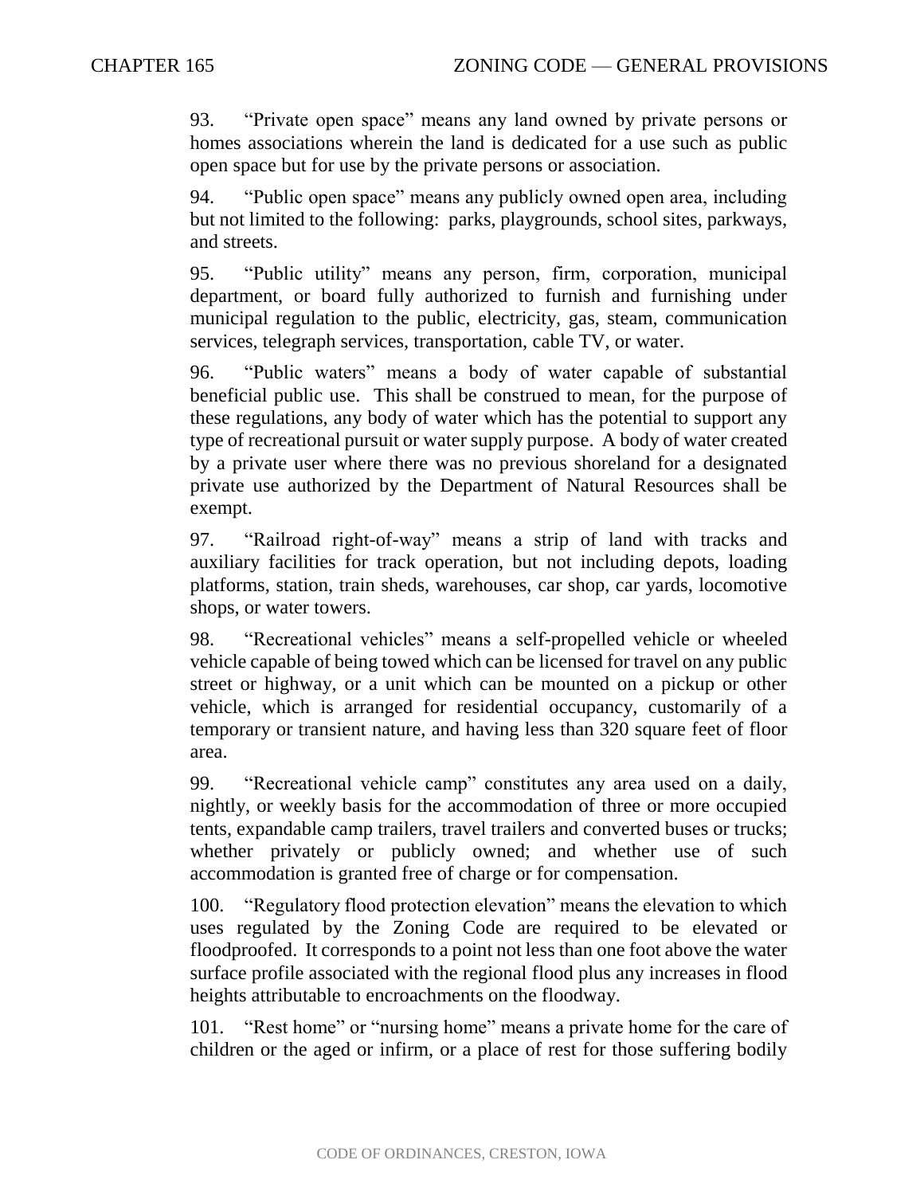93. "Private open space" means any land owned by private persons or homes associations wherein the land is dedicated for a use such as public open space but for use by the private persons or association.

94. "Public open space" means any publicly owned open area, including but not limited to the following: parks, playgrounds, school sites, parkways, and streets.

95. "Public utility" means any person, firm, corporation, municipal department, or board fully authorized to furnish and furnishing under municipal regulation to the public, electricity, gas, steam, communication services, telegraph services, transportation, cable TV, or water.

96. "Public waters" means a body of water capable of substantial beneficial public use. This shall be construed to mean, for the purpose of these regulations, any body of water which has the potential to support any type of recreational pursuit or water supply purpose. A body of water created by a private user where there was no previous shoreland for a designated private use authorized by the Department of Natural Resources shall be exempt.

97. "Railroad right-of-way" means a strip of land with tracks and auxiliary facilities for track operation, but not including depots, loading platforms, station, train sheds, warehouses, car shop, car yards, locomotive shops, or water towers.

98. "Recreational vehicles" means a self-propelled vehicle or wheeled vehicle capable of being towed which can be licensed for travel on any public street or highway, or a unit which can be mounted on a pickup or other vehicle, which is arranged for residential occupancy, customarily of a temporary or transient nature, and having less than 320 square feet of floor area.

99. "Recreational vehicle camp" constitutes any area used on a daily, nightly, or weekly basis for the accommodation of three or more occupied tents, expandable camp trailers, travel trailers and converted buses or trucks; whether privately or publicly owned; and whether use of such accommodation is granted free of charge or for compensation.

100. "Regulatory flood protection elevation" means the elevation to which uses regulated by the Zoning Code are required to be elevated or floodproofed. It corresponds to a point not less than one foot above the water surface profile associated with the regional flood plus any increases in flood heights attributable to encroachments on the floodway.

101. "Rest home" or "nursing home" means a private home for the care of children or the aged or infirm, or a place of rest for those suffering bodily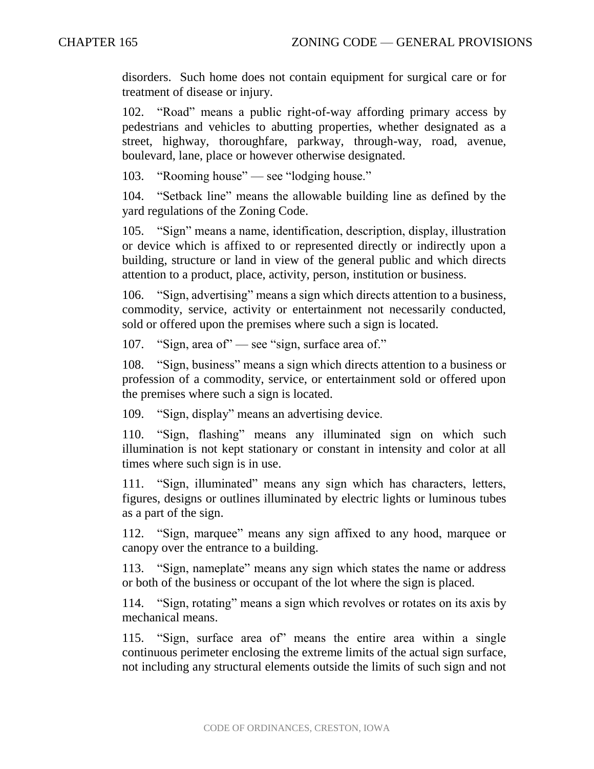disorders. Such home does not contain equipment for surgical care or for treatment of disease or injury.

102. "Road" means a public right-of-way affording primary access by pedestrians and vehicles to abutting properties, whether designated as a street, highway, thoroughfare, parkway, through-way, road, avenue, boulevard, lane, place or however otherwise designated.

103. "Rooming house" — see "lodging house."

104. "Setback line" means the allowable building line as defined by the yard regulations of the Zoning Code.

105. "Sign" means a name, identification, description, display, illustration or device which is affixed to or represented directly or indirectly upon a building, structure or land in view of the general public and which directs attention to a product, place, activity, person, institution or business.

106. "Sign, advertising" means a sign which directs attention to a business, commodity, service, activity or entertainment not necessarily conducted, sold or offered upon the premises where such a sign is located.

107. "Sign, area of" — see "sign, surface area of."

108. "Sign, business" means a sign which directs attention to a business or profession of a commodity, service, or entertainment sold or offered upon the premises where such a sign is located.

109. "Sign, display" means an advertising device.

110. "Sign, flashing" means any illuminated sign on which such illumination is not kept stationary or constant in intensity and color at all times where such sign is in use.

111. "Sign, illuminated" means any sign which has characters, letters, figures, designs or outlines illuminated by electric lights or luminous tubes as a part of the sign.

112. "Sign, marquee" means any sign affixed to any hood, marquee or canopy over the entrance to a building.

113. "Sign, nameplate" means any sign which states the name or address or both of the business or occupant of the lot where the sign is placed.

114. "Sign, rotating" means a sign which revolves or rotates on its axis by mechanical means.

115. "Sign, surface area of" means the entire area within a single continuous perimeter enclosing the extreme limits of the actual sign surface, not including any structural elements outside the limits of such sign and not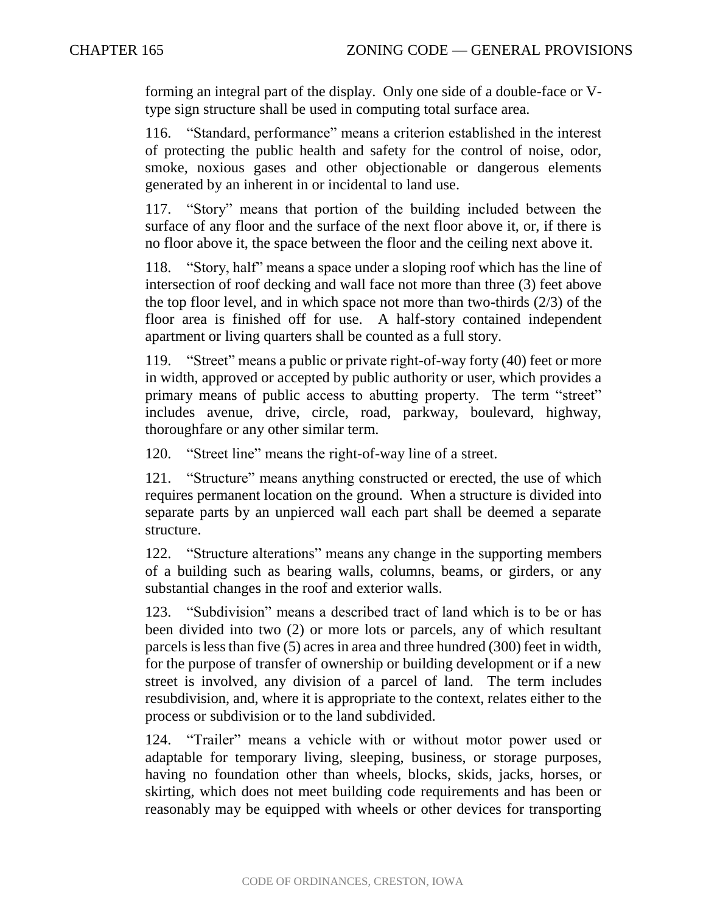forming an integral part of the display. Only one side of a double-face or V-type sign structure shall be used in computing total surface area.

116. "Standard, performance" means a criterion established in the interest of protecting the public health and safety for the control of noise, odor, smoke, noxious gases and other objectionable or dangerous elements generated by an inherent in or incidental to land use.

117. "Story" means that portion of the building included between the surface of any floor and the surface of the next floor above it, or, if there is no floor above it, the space between the floor and the ceiling next above it.

118. "Story, half" means a space under a sloping roof which has the line of intersection of roof decking and wall face not more than three (3) feet above the top floor level, and in which space not more than two-thirds (2/3) of the floor area is finished off for use. A half-story contained independent apartment or living quarters shall be counted as a full story.

119. "Street" means a public or private right-of-way forty (40) feet or more in width, approved or accepted by public authority or user, which provides a primary means of public access to abutting property. The term "street" includes avenue, drive, circle, road, parkway, boulevard, highway, thoroughfare or any other similar term.

120. "Street line" means the right-of-way line of a street.

121. "Structure" means anything constructed or erected, the use of which requires permanent location on the ground. When a structure is divided into separate parts by an unpierced wall each part shall be deemed a separate structure.

122. "Structure alterations" means any change in the supporting members of a building such as bearing walls, columns, beams, or girders, or any substantial changes in the roof and exterior walls.

123. "Subdivision" means a described tract of land which is to be or has been divided into two (2) or more lots or parcels, any of which resultant parcels is less than five (5) acres in area and three hundred (300) feet in width, for the purpose of transfer of ownership or building development or if a new street is involved, any division of a parcel of land. The term includes resubdivision, and, where it is appropriate to the context, relates either to the process or subdivision or to the land subdivided.

124. "Trailer" means a vehicle with or without motor power used or adaptable for temporary living, sleeping, business, or storage purposes, having no foundation other than wheels, blocks, skids, jacks, horses, or skirting, which does not meet building code requirements and has been or reasonably may be equipped with wheels or other devices for transporting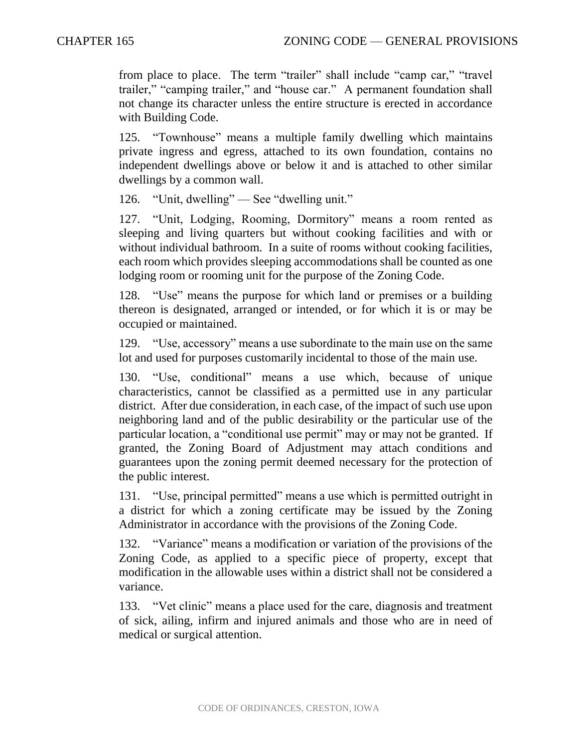from place to place. The term “trailer” shall include “camp car,” “travel trailer,” “camping trailer,” and “house car.” A permanent foundation shall not change its character unless the entire structure is erected in accordance with Building Code.

125. “Townhouse” means a multiple family dwelling which maintains private ingress and egress, attached to its own foundation, contains no independent dwellings above or below it and is attached to other similar dwellings by a common wall.

126. “Unit, dwelling” — See “dwelling unit.”

127. “Unit, Lodging, Rooming, Dormitory” means a room rented as sleeping and living quarters but without cooking facilities and with or without individual bathroom. In a suite of rooms without cooking facilities, each room which provides sleeping accommodations shall be counted as one lodging room or rooming unit for the purpose of the Zoning Code.

128. “Use” means the purpose for which land or premises or a building thereon is designated, arranged or intended, or for which it is or may be occupied or maintained.

129. “Use, accessory” means a use subordinate to the main use on the same lot and used for purposes customarily incidental to those of the main use.

130. “Use, conditional” means a use which, because of unique characteristics, cannot be classified as a permitted use in any particular district. After due consideration, in each case, of the impact of such use upon neighboring land and of the public desirability or the particular use of the particular location, a “conditional use permit” may or may not be granted. If granted, the Zoning Board of Adjustment may attach conditions and guarantees upon the zoning permit deemed necessary for the protection of the public interest.

131. “Use, principal permitted” means a use which is permitted outright in a district for which a zoning certificate may be issued by the Zoning Administrator in accordance with the provisions of the Zoning Code.

132. “Variance” means a modification or variation of the provisions of the Zoning Code, as applied to a specific piece of property, except that modification in the allowable uses within a district shall not be considered a variance.

133. “Vet clinic” means a place used for the care, diagnosis and treatment of sick, ailing, infirm and injured animals and those who are in need of medical or surgical attention.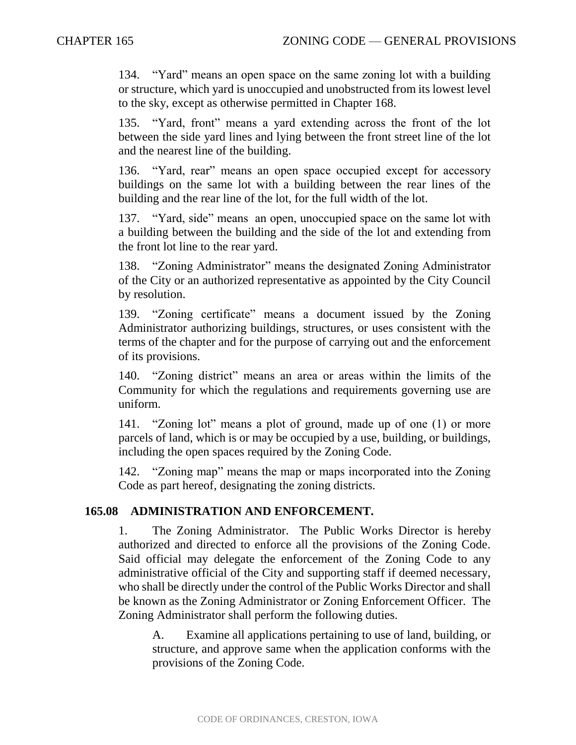134. "Yard" means an open space on the same zoning lot with a building or structure, which yard is unoccupied and unobstructed from its lowest level to the sky, except as otherwise permitted in Chapter 168.

135. "Yard, front" means a yard extending across the front of the lot between the side yard lines and lying between the front street line of the lot and the nearest line of the building.

136. "Yard, rear" means an open space occupied except for accessory buildings on the same lot with a building between the rear lines of the building and the rear line of the lot, for the full width of the lot.

137. "Yard, side" means an open, unoccupied space on the same lot with a building between the building and the side of the lot and extending from the front lot line to the rear yard.

138. "Zoning Administrator" means the designated Zoning Administrator of the City or an authorized representative as appointed by the City Council by resolution.

139. "Zoning certificate" means a document issued by the Zoning Administrator authorizing buildings, structures, or uses consistent with the terms of the chapter and for the purpose of carrying out and the enforcement of its provisions.

140. "Zoning district" means an area or areas within the limits of the Community for which the regulations and requirements governing use are uniform.

141. "Zoning lot" means a plot of ground, made up of one (1) or more parcels of land, which is or may be occupied by a use, building, or buildings, including the open spaces required by the Zoning Code.

142. "Zoning map" means the map or maps incorporated into the Zoning Code as part hereof, designating the zoning districts.

## 165.08 ADMINISTRATION AND ENFORCEMENT.

1. The Zoning Administrator. The Public Works Director is hereby authorized and directed to enforce all the provisions of the Zoning Code. Said official may delegate the enforcement of the Zoning Code to any administrative official of the City and supporting staff if deemed necessary, who shall be directly under the control of the Public Works Director and shall be known as the Zoning Administrator or Zoning Enforcement Officer. The Zoning Administrator shall perform the following duties.

   A. Examine all applications pertaining to use of land, building, or structure, and approve same when the application conforms with the provisions of the Zoning Code.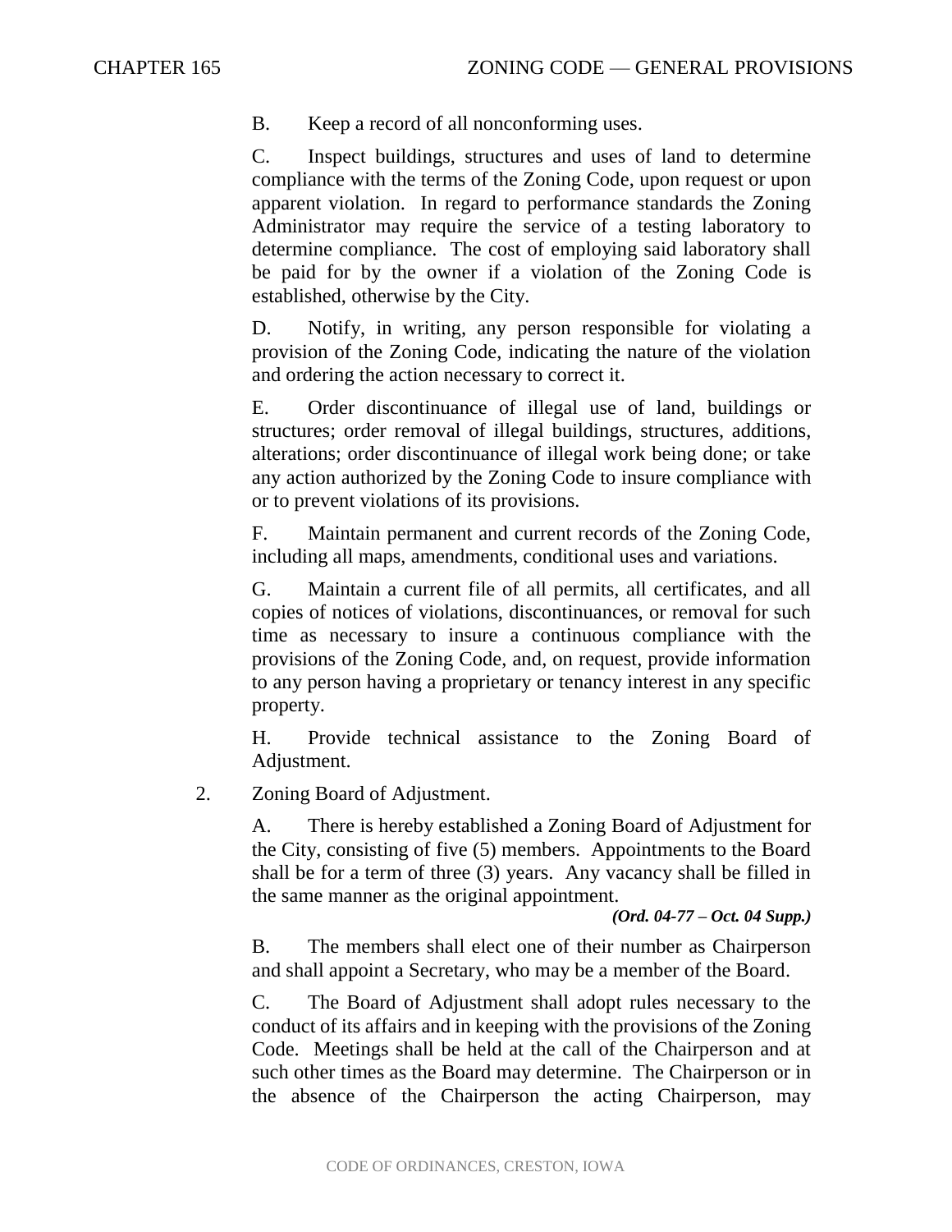B. Keep a record of all nonconforming uses.

C. Inspect buildings, structures and uses of land to determine compliance with the terms of the Zoning Code, upon request or upon apparent violation. In regard to performance standards the Zoning Administrator may require the service of a testing laboratory to determine compliance. The cost of employing said laboratory shall be paid for by the owner if a violation of the Zoning Code is established, otherwise by the City.

D. Notify, in writing, any person responsible for violating a provision of the Zoning Code, indicating the nature of the violation and ordering the action necessary to correct it.

E. Order discontinuance of illegal use of land, buildings or structures; order removal of illegal buildings, structures, additions, alterations; order discontinuance of illegal work being done; or take any action authorized by the Zoning Code to insure compliance with or to prevent violations of its provisions.

F. Maintain permanent and current records of the Zoning Code, including all maps, amendments, conditional uses and variations.

G. Maintain a current file of all permits, all certificates, and all copies of notices of violations, discontinuances, or removal for such time as necessary to insure a continuous compliance with the provisions of the Zoning Code, and, on request, provide information to any person having a proprietary or tenancy interest in any specific property.

H. Provide technical assistance to the Zoning Board of Adjustment.

2. Zoning Board of Adjustment.

A. There is hereby established a Zoning Board of Adjustment for the City, consisting of five (5) members. Appointments to the Board shall be for a term of three (3) years. Any vacancy shall be filled in the same manner as the original appointment.

***(Ord. 04-77 – Oct. 04 Supp.)***

B. The members shall elect one of their number as Chairperson and shall appoint a Secretary, who may be a member of the Board.

C. The Board of Adjustment shall adopt rules necessary to the conduct of its affairs and in keeping with the provisions of the Zoning Code. Meetings shall be held at the call of the Chairperson and at such other times as the Board may determine. The Chairperson or in the absence of the Chairperson the acting Chairperson, may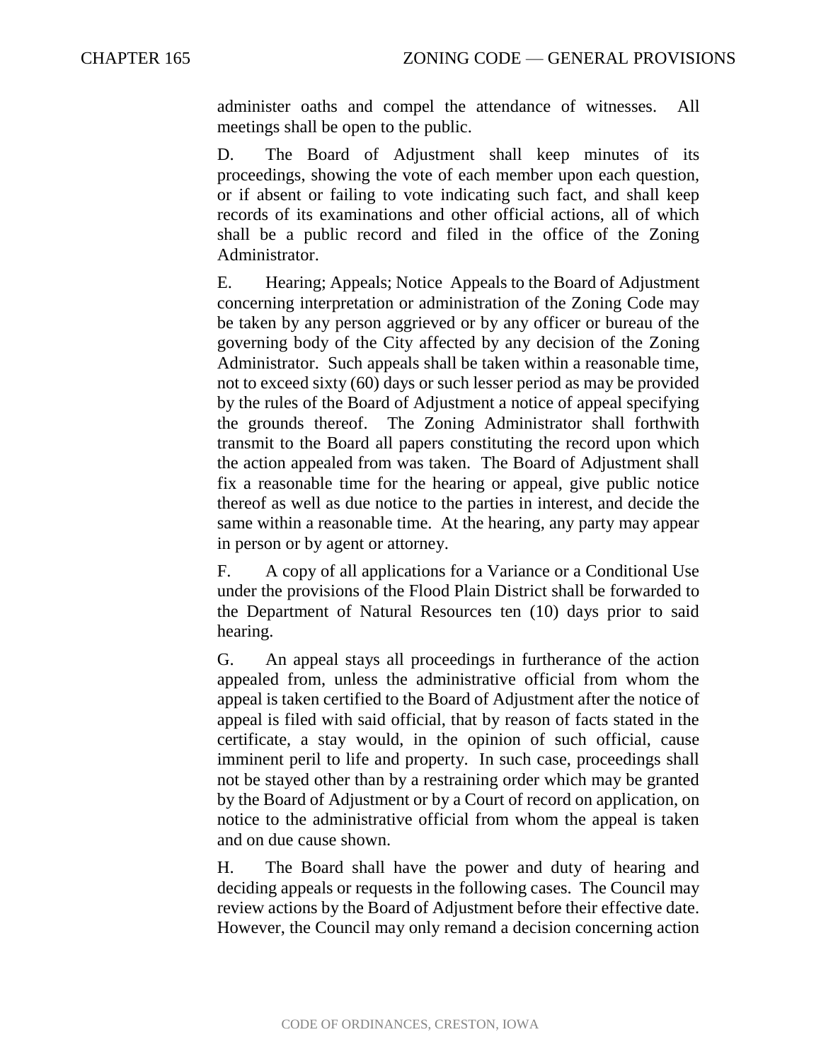administer oaths and compel the attendance of witnesses. All meetings shall be open to the public.

D. The Board of Adjustment shall keep minutes of its proceedings, showing the vote of each member upon each question, or if absent or failing to vote indicating such fact, and shall keep records of its examinations and other official actions, all of which shall be a public record and filed in the office of the Zoning Administrator.

E. Hearing; Appeals; Notice Appeals to the Board of Adjustment concerning interpretation or administration of the Zoning Code may be taken by any person aggrieved or by any officer or bureau of the governing body of the City affected by any decision of the Zoning Administrator. Such appeals shall be taken within a reasonable time, not to exceed sixty (60) days or such lesser period as may be provided by the rules of the Board of Adjustment a notice of appeal specifying the grounds thereof. The Zoning Administrator shall forthwith transmit to the Board all papers constituting the record upon which the action appealed from was taken. The Board of Adjustment shall fix a reasonable time for the hearing or appeal, give public notice thereof as well as due notice to the parties in interest, and decide the same within a reasonable time. At the hearing, any party may appear in person or by agent or attorney.

F. A copy of all applications for a Variance or a Conditional Use under the provisions of the Flood Plain District shall be forwarded to the Department of Natural Resources ten (10) days prior to said hearing.

G. An appeal stays all proceedings in furtherance of the action appealed from, unless the administrative official from whom the appeal is taken certified to the Board of Adjustment after the notice of appeal is filed with said official, that by reason of facts stated in the certificate, a stay would, in the opinion of such official, cause imminent peril to life and property. In such case, proceedings shall not be stayed other than by a restraining order which may be granted by the Board of Adjustment or by a Court of record on application, on notice to the administrative official from whom the appeal is taken and on due cause shown.

H. The Board shall have the power and duty of hearing and deciding appeals or requests in the following cases. The Council may review actions by the Board of Adjustment before their effective date. However, the Council may only remand a decision concerning action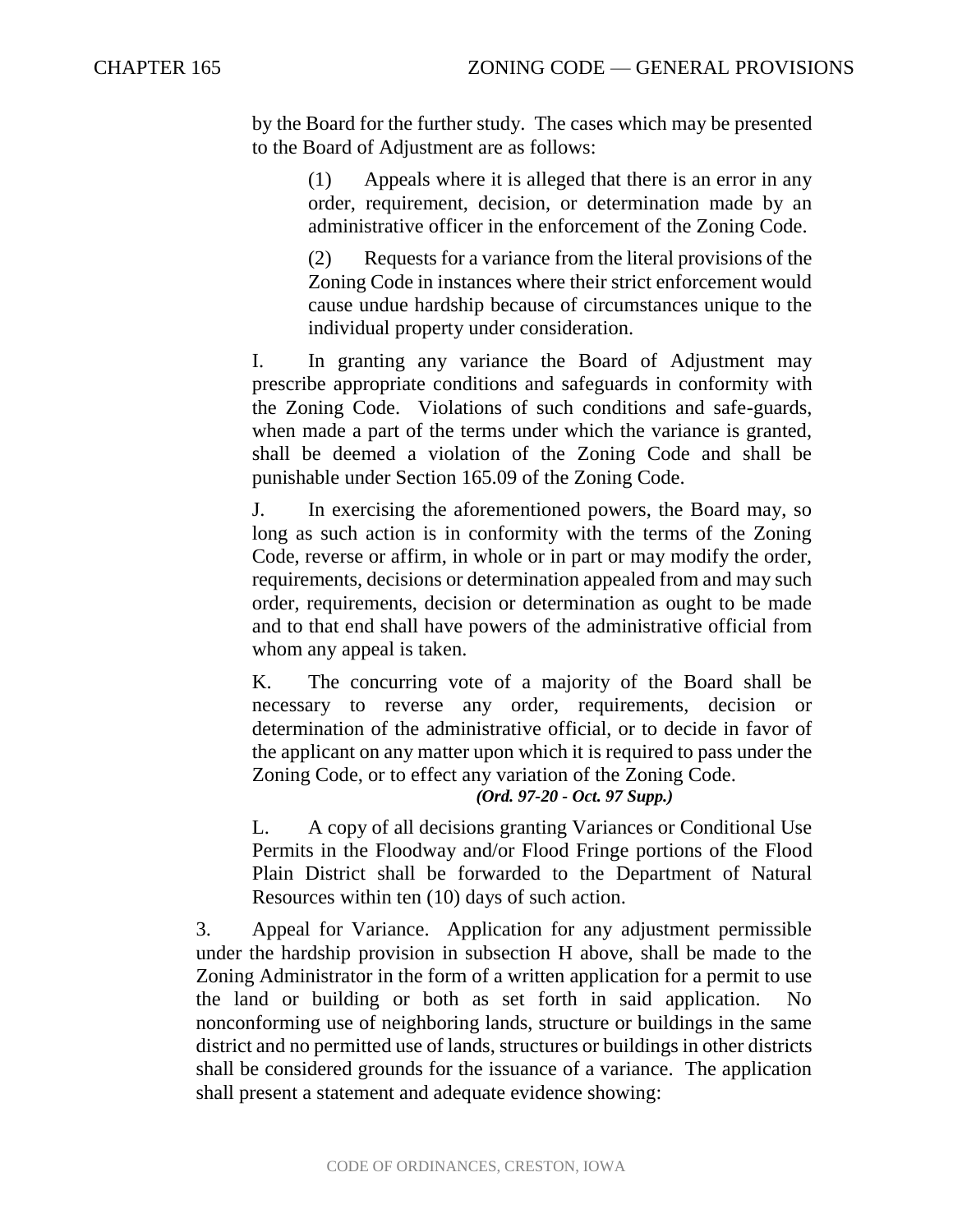by the Board for the further study. The cases which may be presented to the Board of Adjustment are as follows:

(1) Appeals where it is alleged that there is an error in any order, requirement, decision, or determination made by an administrative officer in the enforcement of the Zoning Code.

(2) Requests for a variance from the literal provisions of the Zoning Code in instances where their strict enforcement would cause undue hardship because of circumstances unique to the individual property under consideration.

I. In granting any variance the Board of Adjustment may prescribe appropriate conditions and safeguards in conformity with the Zoning Code. Violations of such conditions and safe-guards, when made a part of the terms under which the variance is granted, shall be deemed a violation of the Zoning Code and shall be punishable under Section 165.09 of the Zoning Code.

J. In exercising the aforementioned powers, the Board may, so long as such action is in conformity with the terms of the Zoning Code, reverse or affirm, in whole or in part or may modify the order, requirements, decisions or determination appealed from and may such order, requirements, decision or determination as ought to be made and to that end shall have powers of the administrative official from whom any appeal is taken.

K. The concurring vote of a majority of the Board shall be necessary to reverse any order, requirements, decision or determination of the administrative official, or to decide in favor of the applicant on any matter upon which it is required to pass under the Zoning Code, or to effect any variation of the Zoning Code.

*(Ord. 97-20 - Oct. 97 Supp.)*

L. A copy of all decisions granting Variances or Conditional Use Permits in the Floodway and/or Flood Fringe portions of the Flood Plain District shall be forwarded to the Department of Natural Resources within ten (10) days of such action.

3. Appeal for Variance. Application for any adjustment permissible under the hardship provision in subsection H above, shall be made to the Zoning Administrator in the form of a written application for a permit to use the land or building or both as set forth in said application. No nonconforming use of neighboring lands, structure or buildings in the same district and no permitted use of lands, structures or buildings in other districts shall be considered grounds for the issuance of a variance. The application shall present a statement and adequate evidence showing: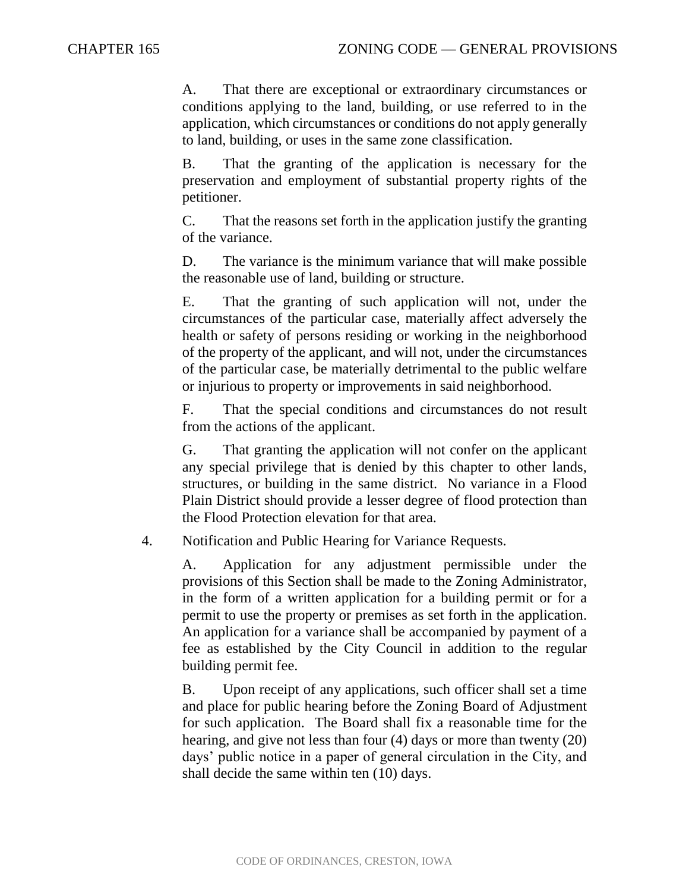A. That there are exceptional or extraordinary circumstances or conditions applying to the land, building, or use referred to in the application, which circumstances or conditions do not apply generally to land, building, or uses in the same zone classification.

B. That the granting of the application is necessary for the preservation and employment of substantial property rights of the petitioner.

C. That the reasons set forth in the application justify the granting of the variance.

D. The variance is the minimum variance that will make possible the reasonable use of land, building or structure.

E. That the granting of such application will not, under the circumstances of the particular case, materially affect adversely the health or safety of persons residing or working in the neighborhood of the property of the applicant, and will not, under the circumstances of the particular case, be materially detrimental to the public welfare or injurious to property or improvements in said neighborhood.

F. That the special conditions and circumstances do not result from the actions of the applicant.

G. That granting the application will not confer on the applicant any special privilege that is denied by this chapter to other lands, structures, or building in the same district. No variance in a Flood Plain District should provide a lesser degree of flood protection than the Flood Protection elevation for that area.

4. Notification and Public Hearing for Variance Requests.

A. Application for any adjustment permissible under the provisions of this Section shall be made to the Zoning Administrator, in the form of a written application for a building permit or for a permit to use the property or premises as set forth in the application. An application for a variance shall be accompanied by payment of a fee as established by the City Council in addition to the regular building permit fee.

B. Upon receipt of any applications, such officer shall set a time and place for public hearing before the Zoning Board of Adjustment for such application. The Board shall fix a reasonable time for the hearing, and give not less than four (4) days or more than twenty (20) days' public notice in a paper of general circulation in the City, and shall decide the same within ten (10) days.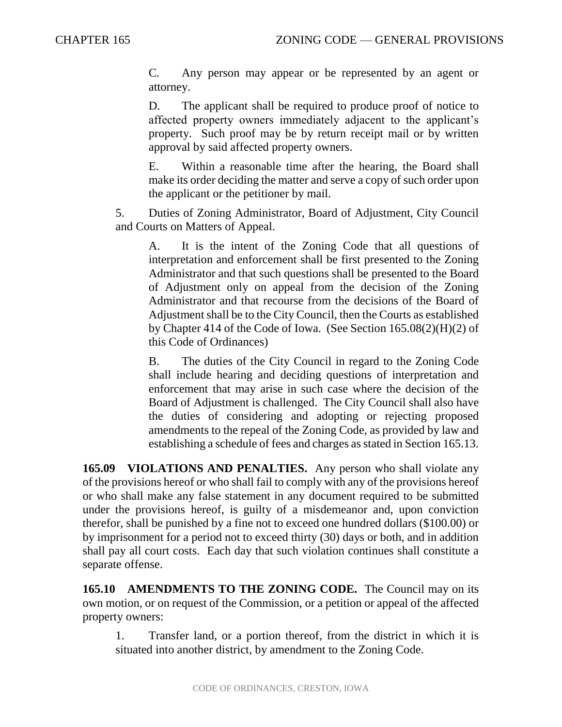C. Any person may appear or be represented by an agent or attorney.

D. The applicant shall be required to produce proof of notice to affected property owners immediately adjacent to the applicant's property. Such proof may be by return receipt mail or by written approval by said affected property owners.

E. Within a reasonable time after the hearing, the Board shall make its order deciding the matter and serve a copy of such order upon the applicant or the petitioner by mail.

5. Duties of Zoning Administrator, Board of Adjustment, City Council and Courts on Matters of Appeal.

A. It is the intent of the Zoning Code that all questions of interpretation and enforcement shall be first presented to the Zoning Administrator and that such questions shall be presented to the Board of Adjustment only on appeal from the decision of the Zoning Administrator and that recourse from the decisions of the Board of Adjustment shall be to the City Council, then the Courts as established by Chapter 414 of the Code of Iowa. (See Section 165.08(2)(H)(2) of this Code of Ordinances)

B. The duties of the City Council in regard to the Zoning Code shall include hearing and deciding questions of interpretation and enforcement that may arise in such case where the decision of the Board of Adjustment is challenged. The City Council shall also have the duties of considering and adopting or rejecting proposed amendments to the repeal of the Zoning Code, as provided by law and establishing a schedule of fees and charges as stated in Section 165.13.

**165.09 VIOLATIONS AND PENALTIES.** Any person who shall violate any of the provisions hereof or who shall fail to comply with any of the provisions hereof or who shall make any false statement in any document required to be submitted under the provisions hereof, is guilty of a misdemeanor and, upon conviction therefor, shall be punished by a fine not to exceed one hundred dollars ($100.00) or by imprisonment for a period not to exceed thirty (30) days or both, and in addition shall pay all court costs. Each day that such violation continues shall constitute a separate offense.

**165.10 AMENDMENTS TO THE ZONING CODE.** The Council may on its own motion, or on request of the Commission, or a petition or appeal of the affected property owners:

1. Transfer land, or a portion thereof, from the district in which it is situated into another district, by amendment to the Zoning Code.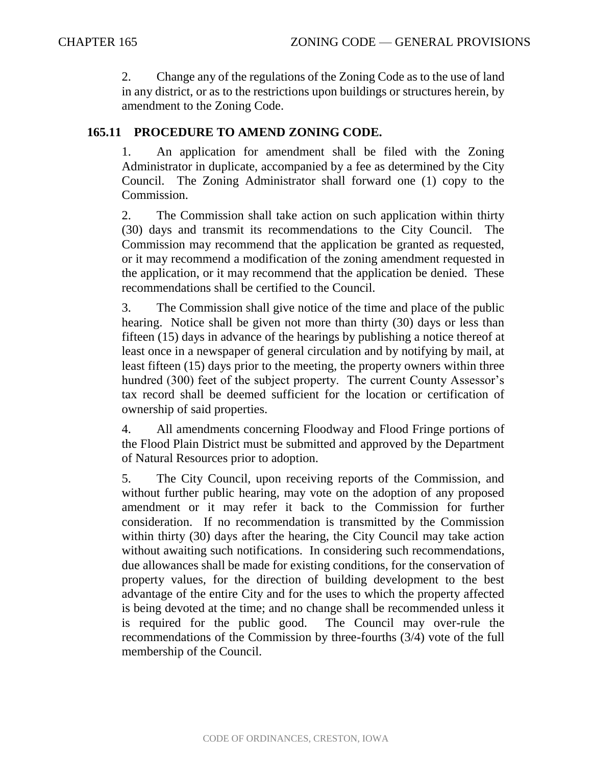2. Change any of the regulations of the Zoning Code as to the use of land in any district, or as to the restrictions upon buildings or structures herein, by amendment to the Zoning Code.

### 165.11 PROCEDURE TO AMEND ZONING CODE.

1. An application for amendment shall be filed with the Zoning Administrator in duplicate, accompanied by a fee as determined by the City Council. The Zoning Administrator shall forward one (1) copy to the Commission.

2. The Commission shall take action on such application within thirty (30) days and transmit its recommendations to the City Council. The Commission may recommend that the application be granted as requested, or it may recommend a modification of the zoning amendment requested in the application, or it may recommend that the application be denied. These recommendations shall be certified to the Council.

3. The Commission shall give notice of the time and place of the public hearing. Notice shall be given not more than thirty (30) days or less than fifteen (15) days in advance of the hearings by publishing a notice thereof at least once in a newspaper of general circulation and by notifying by mail, at least fifteen (15) days prior to the meeting, the property owners within three hundred (300) feet of the subject property. The current County Assessor's tax record shall be deemed sufficient for the location or certification of ownership of said properties.

4. All amendments concerning Floodway and Flood Fringe portions of the Flood Plain District must be submitted and approved by the Department of Natural Resources prior to adoption.

5. The City Council, upon receiving reports of the Commission, and without further public hearing, may vote on the adoption of any proposed amendment or it may refer it back to the Commission for further consideration. If no recommendation is transmitted by the Commission within thirty (30) days after the hearing, the City Council may take action without awaiting such notifications. In considering such recommendations, due allowances shall be made for existing conditions, for the conservation of property values, for the direction of building development to the best advantage of the entire City and for the uses to which the property affected is being devoted at the time; and no change shall be recommended unless it is required for the public good. The Council may over-rule the recommendations of the Commission by three-fourths (3/4) vote of the full membership of the Council.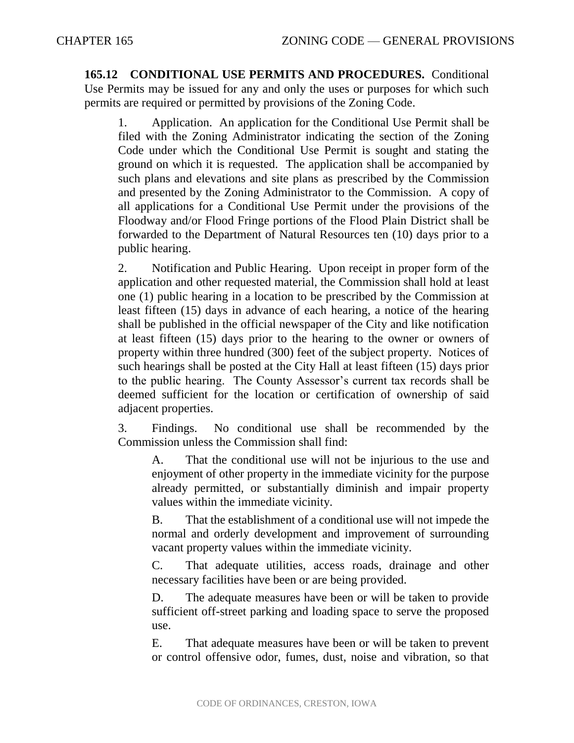**165.12 CONDITIONAL USE PERMITS AND PROCEDURES.** Conditional Use Permits may be issued for any and only the uses or purposes for which such permits are required or permitted by provisions of the Zoning Code.

1. Application. An application for the Conditional Use Permit shall be filed with the Zoning Administrator indicating the section of the Zoning Code under which the Conditional Use Permit is sought and stating the ground on which it is requested. The application shall be accompanied by such plans and elevations and site plans as prescribed by the Commission and presented by the Zoning Administrator to the Commission. A copy of all applications for a Conditional Use Permit under the provisions of the Floodway and/or Flood Fringe portions of the Flood Plain District shall be forwarded to the Department of Natural Resources ten (10) days prior to a public hearing.

2. Notification and Public Hearing. Upon receipt in proper form of the application and other requested material, the Commission shall hold at least one (1) public hearing in a location to be prescribed by the Commission at least fifteen (15) days in advance of each hearing, a notice of the hearing shall be published in the official newspaper of the City and like notification at least fifteen (15) days prior to the hearing to the owner or owners of property within three hundred (300) feet of the subject property. Notices of such hearings shall be posted at the City Hall at least fifteen (15) days prior to the public hearing. The County Assessor's current tax records shall be deemed sufficient for the location or certification of ownership of said adjacent properties.

3. Findings. No conditional use shall be recommended by the Commission unless the Commission shall find:

   A. That the conditional use will not be injurious to the use and enjoyment of other property in the immediate vicinity for the purpose already permitted, or substantially diminish and impair property values within the immediate vicinity.

   B. That the establishment of a conditional use will not impede the normal and orderly development and improvement of surrounding vacant property values within the immediate vicinity.

   C. That adequate utilities, access roads, drainage and other necessary facilities have been or are being provided.

   D. The adequate measures have been or will be taken to provide sufficient off-street parking and loading space to serve the proposed use.

   E. That adequate measures have been or will be taken to prevent or control offensive odor, fumes, dust, noise and vibration, so that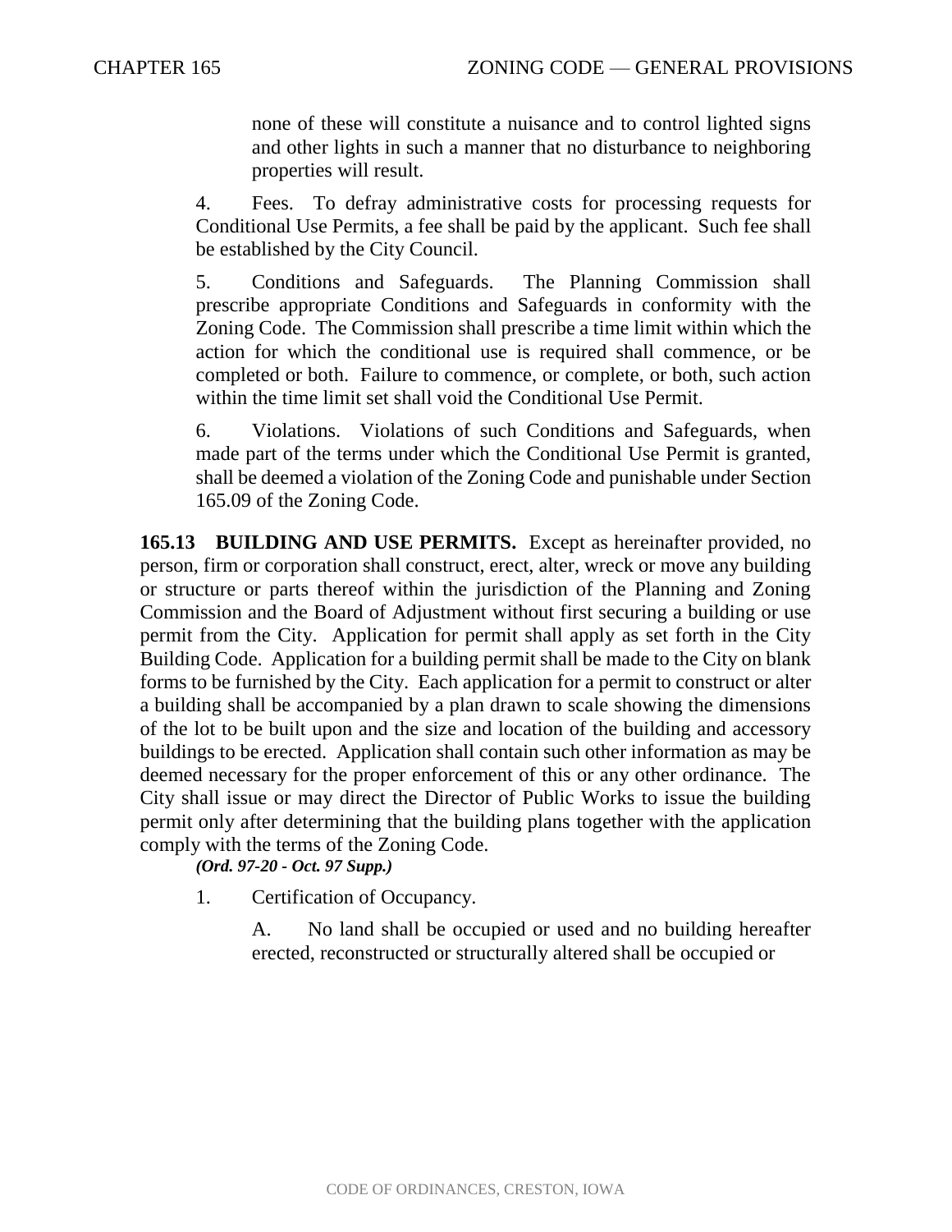none of these will constitute a nuisance and to control lighted signs and other lights in such a manner that no disturbance to neighboring properties will result.

4. Fees. To defray administrative costs for processing requests for Conditional Use Permits, a fee shall be paid by the applicant. Such fee shall be established by the City Council.

5. Conditions and Safeguards. The Planning Commission shall prescribe appropriate Conditions and Safeguards in conformity with the Zoning Code. The Commission shall prescribe a time limit within which the action for which the conditional use is required shall commence, or be completed or both. Failure to commence, or complete, or both, such action within the time limit set shall void the Conditional Use Permit.

6. Violations. Violations of such Conditions and Safeguards, when made part of the terms under which the Conditional Use Permit is granted, shall be deemed a violation of the Zoning Code and punishable under Section 165.09 of the Zoning Code.

**165.13 BUILDING AND USE PERMITS.** Except as hereinafter provided, no person, firm or corporation shall construct, erect, alter, wreck or move any building or structure or parts thereof within the jurisdiction of the Planning and Zoning Commission and the Board of Adjustment without first securing a building or use permit from the City. Application for permit shall apply as set forth in the City Building Code. Application for a building permit shall be made to the City on blank forms to be furnished by the City. Each application for a permit to construct or alter a building shall be accompanied by a plan drawn to scale showing the dimensions of the lot to be built upon and the size and location of the building and accessory buildings to be erected. Application shall contain such other information as may be deemed necessary for the proper enforcement of this or any other ordinance. The City shall issue or may direct the Director of Public Works to issue the building permit only after determining that the building plans together with the application comply with the terms of the Zoning Code.

***(Ord. 97-20 - Oct. 97 Supp.)***

1. Certification of Occupancy.

   A. No land shall be occupied or used and no building hereafter erected, reconstructed or structurally altered shall be occupied or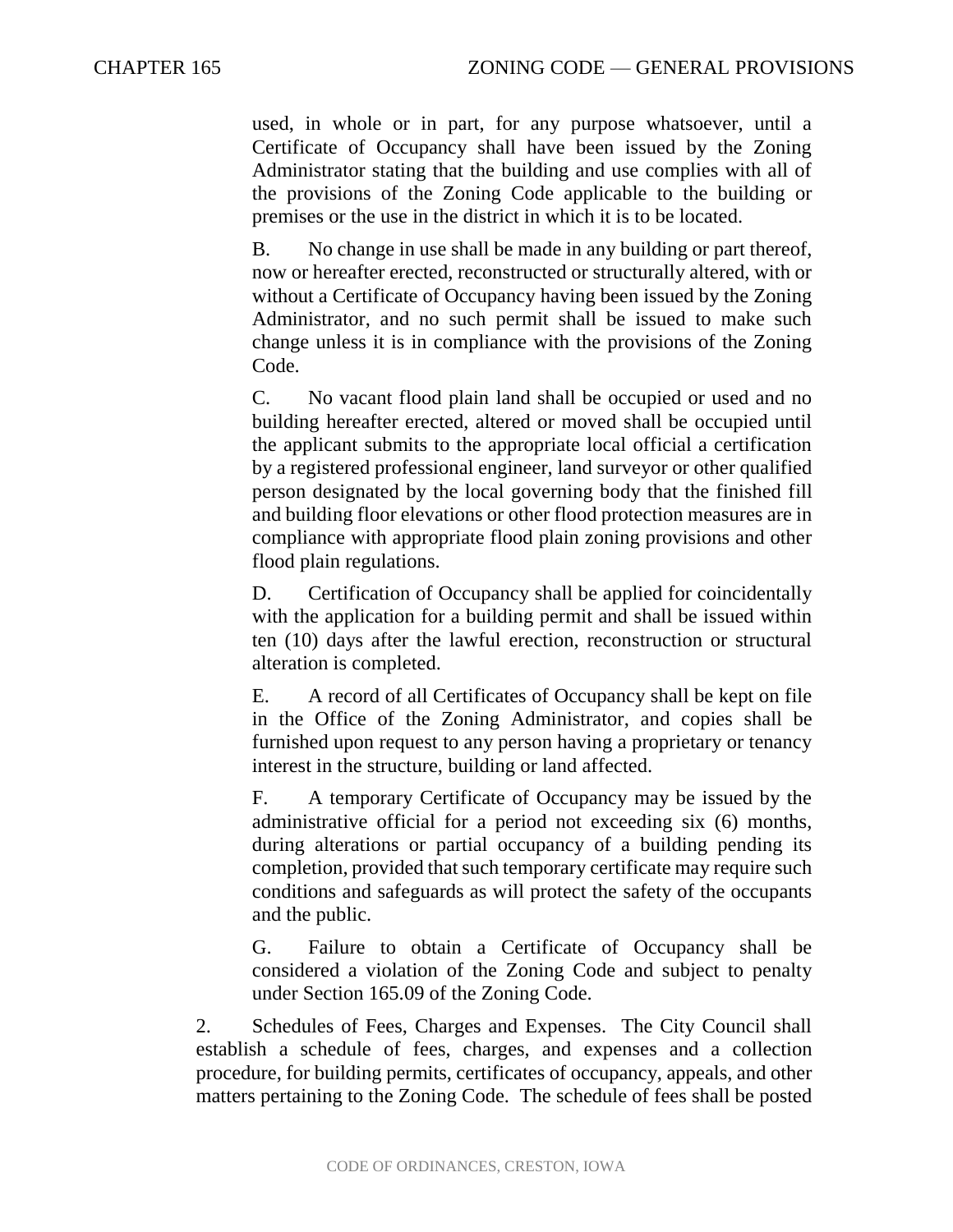used, in whole or in part, for any purpose whatsoever, until a Certificate of Occupancy shall have been issued by the Zoning Administrator stating that the building and use complies with all of the provisions of the Zoning Code applicable to the building or premises or the use in the district in which it is to be located.

B. No change in use shall be made in any building or part thereof, now or hereafter erected, reconstructed or structurally altered, with or without a Certificate of Occupancy having been issued by the Zoning Administrator, and no such permit shall be issued to make such change unless it is in compliance with the provisions of the Zoning Code.

C. No vacant flood plain land shall be occupied or used and no building hereafter erected, altered or moved shall be occupied until the applicant submits to the appropriate local official a certification by a registered professional engineer, land surveyor or other qualified person designated by the local governing body that the finished fill and building floor elevations or other flood protection measures are in compliance with appropriate flood plain zoning provisions and other flood plain regulations.

D. Certification of Occupancy shall be applied for coincidentally with the application for a building permit and shall be issued within ten (10) days after the lawful erection, reconstruction or structural alteration is completed.

E. A record of all Certificates of Occupancy shall be kept on file in the Office of the Zoning Administrator, and copies shall be furnished upon request to any person having a proprietary or tenancy interest in the structure, building or land affected.

F. A temporary Certificate of Occupancy may be issued by the administrative official for a period not exceeding six (6) months, during alterations or partial occupancy of a building pending its completion, provided that such temporary certificate may require such conditions and safeguards as will protect the safety of the occupants and the public.

G. Failure to obtain a Certificate of Occupancy shall be considered a violation of the Zoning Code and subject to penalty under Section 165.09 of the Zoning Code.

2. Schedules of Fees, Charges and Expenses. The City Council shall establish a schedule of fees, charges, and expenses and a collection procedure, for building permits, certificates of occupancy, appeals, and other matters pertaining to the Zoning Code. The schedule of fees shall be posted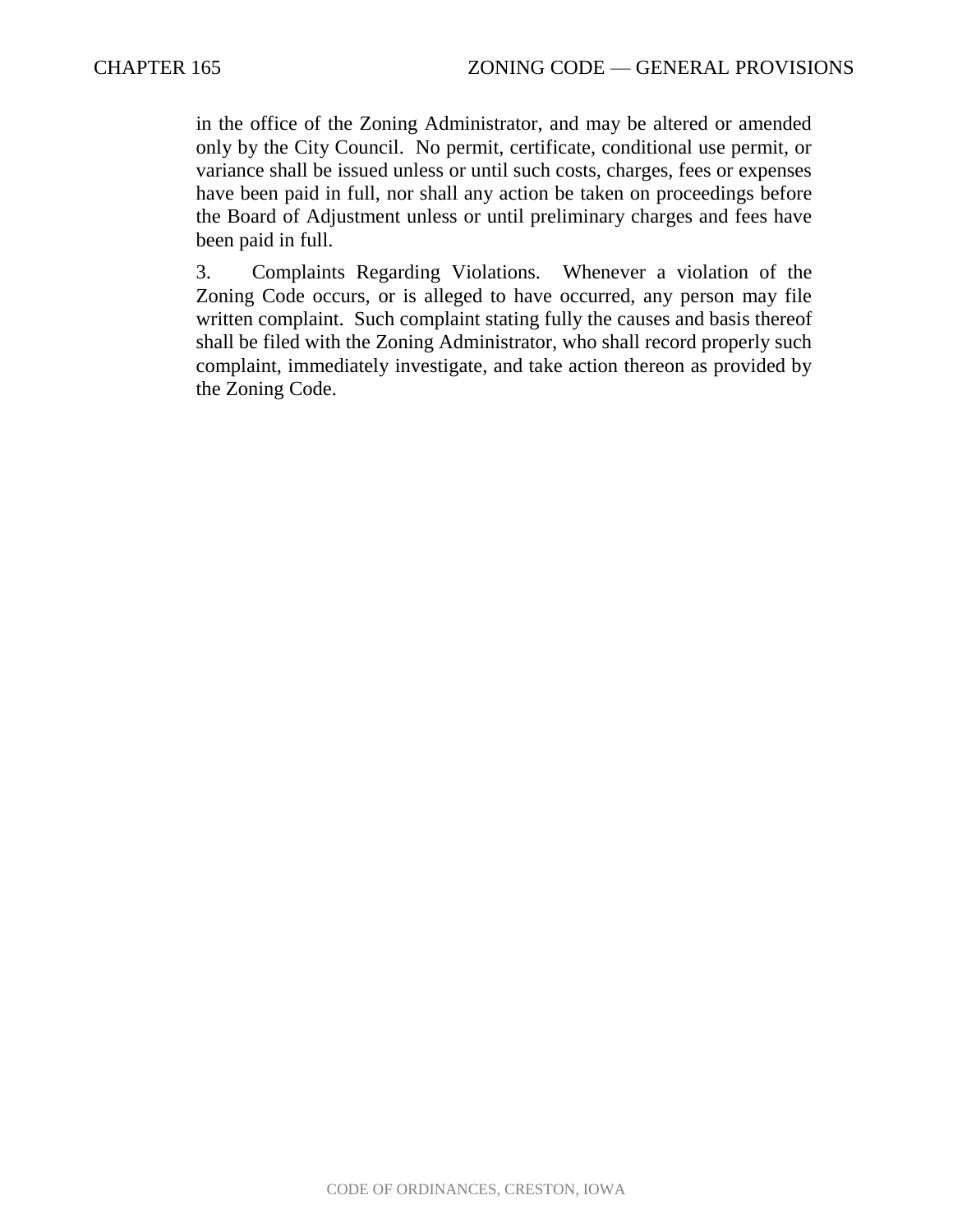in the office of the Zoning Administrator, and may be altered or amended only by the City Council. No permit, certificate, conditional use permit, or variance shall be issued unless or until such costs, charges, fees or expenses have been paid in full, nor shall any action be taken on proceedings before the Board of Adjustment unless or until preliminary charges and fees have been paid in full.

3. Complaints Regarding Violations. Whenever a violation of the Zoning Code occurs, or is alleged to have occurred, any person may file written complaint. Such complaint stating fully the causes and basis thereof shall be filed with the Zoning Administrator, who shall record properly such complaint, immediately investigate, and take action thereon as provided by the Zoning Code.